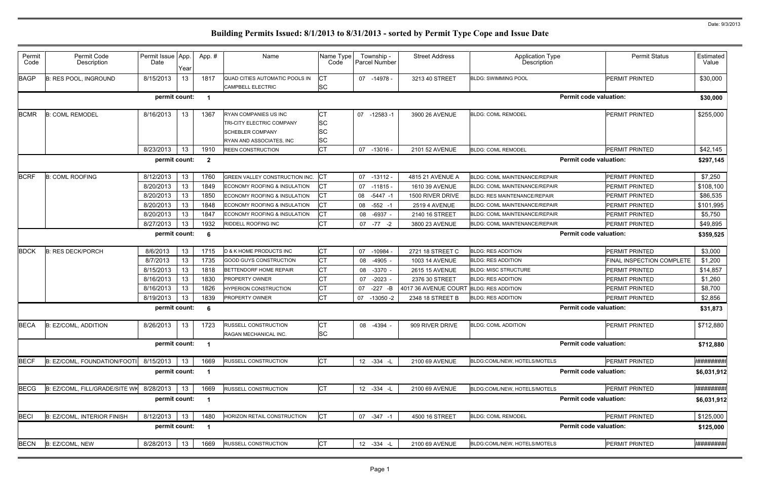# Building Permits Issued: 8/1/2013 to 8/31/2013 - sorted by Permit Type Cope and Issue Date

Date: 9/3/2013

| Permit Code | Permit Code Description | Permit Issue Date | App. Year | App. # | Name | Name Type Code | Township - Parcel Number | Street Address | Application Type Description | Permit Status | Estimated Value |
|---|---|---|---|---|---|---|---|---|---|---|---|
| BAGP | B: RES POOL, INGROUND | 8/15/2013 | 13 | 1817 | QUAD CITIES AUTOMATIC POOLS IN | CT | 07 -14978 - | 3213 40 STREET | BLDG: SWIMMING POOL | PERMIT PRINTED | $30,000 |
| | | | | | CAMPBELL ELECTRIC | SC | | | | | |
| | | permit count: | | 1 | | | | | Permit code valuation: | | $30,000 |
| BCMR | B: COML REMODEL | 8/16/2013 | 13 | 1367 | RYAN COMPANIES US INC | CT | 07 -12583 -1 | 3900 26 AVENUE | BLDG: COML REMODEL | PERMIT PRINTED | $255,000 |
| | | | | | TRI-CITY ELECTRIC COMPANY | SC | | | | | |
| | | | | | SCHEBLER COMPANY | SC | | | | | |
| | | | | | RYAN AND ASSOCIATES, INC | SC | | | | | |
| | | 8/23/2013 | 13 | 1910 | REEN CONSTRUCTION | CT | 07 -13016 - | 2101 52 AVENUE | BLDG: COML REMODEL | PERMIT PRINTED | $42,145 |
| | | permit count: | | 2 | | | | | Permit code valuation: | | $297,145 |
| BCRF | B: COML ROOFING | 8/12/2013 | 13 | 1760 | GREEN VALLEY CONSTRUCTION INC. | CT | 07 -13112 - | 4815 21 AVENUE A | BLDG: COML MAINTENANCE/REPAIR | PERMIT PRINTED | $7,250 |
| | | 8/20/2013 | 13 | 1849 | ECONOMY ROOFING & INSULATION | CT | 07 -11815 - | 1610 39 AVENUE | BLDG: COML MAINTENANCE/REPAIR | PERMIT PRINTED | $108,100 |
| | | 8/20/2013 | 13 | 1850 | ECONOMY ROOFING & INSULATION | CT | 08 -5447 -1 | 1500 RIVER DRIVE | BLDG: RES MAINTENANCE/REPAIR | PERMIT PRINTED | $86,535 |
| | | 8/20/2013 | 13 | 1848 | ECONOMY ROOFING & INSULATION | CT | 08 -552 -1 | 2519 4 AVENUE | BLDG: COML MAINTENANCE/REPAIR | PERMIT PRINTED | $101,995 |
| | | 8/20/2013 | 13 | 1847 | ECONOMY ROOFING & INSULATION | CT | 08 -6937 - | 2140 16 STREET | BLDG: COML MAINTENANCE/REPAIR | PERMIT PRINTED | $5,750 |
| | | 8/27/2013 | 13 | 1932 | RIDDELL ROOFING INC | CT | 07 -77 -2 | 3800 23 AVENUE | BLDG: COML MAINTENANCE/REPAIR | PERMIT PRINTED | $49,895 |
| | | permit count: | | 6 | | | | | Permit code valuation: | | $359,525 |
| BDCK | B: RES DECK/PORCH | 8/6/2013 | 13 | 1715 | D & K HOME PRODUCTS INC | CT | 07 -10984 - | 2721 18 STREET C | BLDG: RES ADDITION | PERMIT PRINTED | $3,000 |
| | | 8/7/2013 | 13 | 1735 | GOOD GUYS CONSTRUCTION | CT | 08 -4905 - | 1003 14 AVENUE | BLDG: RES ADDITION | FINAL INSPECTION COMPLETE | $1,200 |
| | | 8/15/2013 | 13 | 1818 | BETTENDORF HOME REPAIR | CT | 08 -3370 - | 2615 15 AVENUE | BLDG: MISC STRUCTURE | PERMIT PRINTED | $14,857 |
| | | 8/16/2013 | 13 | 1830 | PROPERTY OWNER | CT | 07 -2023 - | 2376 30 STREET | BLDG: RES ADDITION | PERMIT PRINTED | $1,260 |
| | | 8/16/2013 | 13 | 1826 | HYPERION CONSTRUCTION | CT | 07 -227 -B | 4017 36 AVENUE COURT | BLDG: RES ADDITION | PERMIT PRINTED | $8,700 |
| | | 8/19/2013 | 13 | 1839 | PROPERTY OWNER | CT | 07 -13050 -2 | 2348 18 STREET B | BLDG: RES ADDITION | PERMIT PRINTED | $2,856 |
| | | permit count: | | 6 | | | | | Permit code valuation: | | $31,873 |
| BECA | B: EZ/COML, ADDITION | 8/26/2013 | 13 | 1723 | RUSSELL CONSTRUCTION | CT | 08 -4394 - | 909 RIVER DRIVE | BLDG: COML ADDITION | PERMIT PRINTED | $712,880 |
| | | | | | RAGAN MECHANICAL INC. | SC | | | | | |
| | | permit count: | | 1 | | | | | Permit code valuation: | | $712,880 |
| BECF | B: EZ/COML, FOUNDATION/FOOTI | 8/15/2013 | 13 | 1669 | RUSSELL CONSTRUCTION | CT | 12 -334 -L | 2100 69 AVENUE | BLDG:COML/NEW, HOTELS/MOTELS | PERMIT PRINTED | ########## |
| | | permit count: | | 1 | | | | | Permit code valuation: | | $6,031,912 |
| BECG | B: EZ/COML, FILL/GRADE/SITE WK | 8/28/2013 | 13 | 1669 | RUSSELL CONSTRUCTION | CT | 12 -334 -L | 2100 69 AVENUE | BLDG:COML/NEW, HOTELS/MOTELS | PERMIT PRINTED | ########## |
| | | permit count: | | 1 | | | | | Permit code valuation: | | $6,031,912 |
| BECI | B: EZ/COML, INTERIOR FINISH | 8/12/2013 | 13 | 1480 | HORIZON RETAIL CONSTRUCTION | CT | 07 -347 -1 | 4500 16 STREET | BLDG: COML REMODEL | PERMIT PRINTED | $125,000 |
| | | permit count: | | 1 | | | | | Permit code valuation: | | $125,000 |
| BECN | B: EZ/COML, NEW | 8/28/2013 | 13 | 1669 | RUSSELL CONSTRUCTION | CT | 12 -334 -L | 2100 69 AVENUE | BLDG:COML/NEW, HOTELS/MOTELS | PERMIT PRINTED | ########## |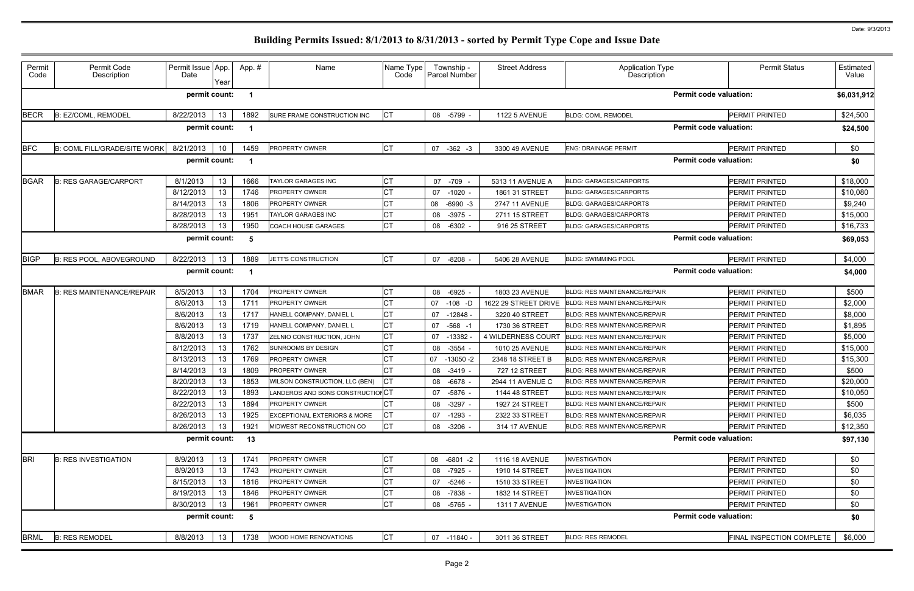# Building Permits Issued: 8/1/2013 to 8/31/2013 - sorted by Permit Type Cope and Issue Date

Date: 9/3/2013

| Permit Code | Permit Code Description | Permit Issue Date | App. Year | App. # | Name | Name Type Code | Township - Parcel Number | Street Address | Application Type Description | Permit Status | Estimated Value |
|---|---|---|---|---|---|---|---|---|---|---|---|
| | | permit count: | | 1 | | | | | Permit code valuation: | | $6,031,912 |
| BECR | B: EZ/COML, REMODEL | 8/22/2013 | 13 | 1892 | SURE FRAME CONSTRUCTION INC | CT | 08 -5799 - | 1122 5 AVENUE | BLDG: COML REMODEL | PERMIT PRINTED | $24,500 |
| | | permit count: | | 1 | | | | | Permit code valuation: | | $24,500 |
| BFC | B: COML FILL/GRADE/SITE WORK | 8/21/2013 | 10 | 1459 | PROPERTY OWNER | CT | 07 -362 -3 | 3300 49 AVENUE | ENG: DRAINAGE PERMIT | PERMIT PRINTED | $0 |
| | | permit count: | | 1 | | | | | Permit code valuation: | | $0 |
| BGAR | B: RES GARAGE/CARPORT | 8/1/2013 | 13 | 1666 | TAYLOR GARAGES INC | CT | 07 -709 - | 5313 11 AVENUE A | BLDG: GARAGES/CARPORTS | PERMIT PRINTED | $18,000 |
| | | 8/12/2013 | 13 | 1746 | PROPERTY OWNER | CT | 07 -1020 - | 1861 31 STREET | BLDG: GARAGES/CARPORTS | PERMIT PRINTED | $10,080 |
| | | 8/14/2013 | 13 | 1806 | PROPERTY OWNER | CT | 08 -6990 -3 | 2747 11 AVENUE | BLDG: GARAGES/CARPORTS | PERMIT PRINTED | $9,240 |
| | | 8/28/2013 | 13 | 1951 | TAYLOR GARAGES INC | CT | 08 -3975 - | 2711 15 STREET | BLDG: GARAGES/CARPORTS | PERMIT PRINTED | $15,000 |
| | | 8/28/2013 | 13 | 1950 | COACH HOUSE GARAGES | CT | 08 -6302 - | 916 25 STREET | BLDG: GARAGES/CARPORTS | PERMIT PRINTED | $16,733 |
| | | permit count: | | 5 | | | | | Permit code valuation: | | $69,053 |
| BIGP | B: RES POOL, ABOVEGROUND | 8/22/2013 | 13 | 1889 | JETT'S CONSTRUCTION | CT | 07 -8208 - | 5406 28 AVENUE | BLDG: SWIMMING POOL | PERMIT PRINTED | $4,000 |
| | | permit count: | | 1 | | | | | Permit code valuation: | | $4,000 |
| BMAR | B: RES MAINTENANCE/REPAIR | 8/5/2013 | 13 | 1704 | PROPERTY OWNER | CT | 08 -6925 - | 1803 23 AVENUE | BLDG: RES MAINTENANCE/REPAIR | PERMIT PRINTED | $500 |
| | | 8/6/2013 | 13 | 1711 | PROPERTY OWNER | CT | 07 -108 -D | 1622 29 STREET DRIVE | BLDG: RES MAINTENANCE/REPAIR | PERMIT PRINTED | $2,000 |
| | | 8/6/2013 | 13 | 1717 | HANELL COMPANY, DANIEL L | CT | 07 -12848 - | 3220 40 STREET | BLDG: RES MAINTENANCE/REPAIR | PERMIT PRINTED | $8,000 |
| | | 8/6/2013 | 13 | 1719 | HANELL COMPANY, DANIEL L | CT | 07 -568 -1 | 1730 36 STREET | BLDG: RES MAINTENANCE/REPAIR | PERMIT PRINTED | $1,895 |
| | | 8/8/2013 | 13 | 1737 | ZELNIO CONSTRUCTION, JOHN | CT | 07 -13382 - | 4 WILDERNESS COURT | BLDG: RES MAINTENANCE/REPAIR | PERMIT PRINTED | $5,000 |
| | | 8/12/2013 | 13 | 1762 | SUNROOMS BY DESIGN | CT | 08 -3554 - | 1010 25 AVENUE | BLDG: RES MAINTENANCE/REPAIR | PERMIT PRINTED | $15,000 |
| | | 8/13/2013 | 13 | 1769 | PROPERTY OWNER | CT | 07 -13050 -2 | 2348 18 STREET B | BLDG: RES MAINTENANCE/REPAIR | PERMIT PRINTED | $15,300 |
| | | 8/14/2013 | 13 | 1809 | PROPERTY OWNER | CT | 08 -3419 - | 727 12 STREET | BLDG: RES MAINTENANCE/REPAIR | PERMIT PRINTED | $500 |
| | | 8/20/2013 | 13 | 1853 | WILSON CONSTRUCTION, LLC (BEN) | CT | 08 -6678 - | 2944 11 AVENUE C | BLDG: RES MAINTENANCE/REPAIR | PERMIT PRINTED | $20,000 |
| | | 8/22/2013 | 13 | 1893 | LANDEROS AND SONS CONSTRUCTION | CT | 07 -5876 - | 1144 48 STREET | BLDG: RES MAINTENANCE/REPAIR | PERMIT PRINTED | $10,050 |
| | | 8/22/2013 | 13 | 1894 | PROPERTY OWNER | CT | 08 -3297 - | 1927 24 STREET | BLDG: RES MAINTENANCE/REPAIR | PERMIT PRINTED | $500 |
| | | 8/26/2013 | 13 | 1925 | EXCEPTIONAL EXTERIORS & MORE | CT | 07 -1293 - | 2322 33 STREET | BLDG: RES MAINTENANCE/REPAIR | PERMIT PRINTED | $6,035 |
| | | 8/26/2013 | 13 | 1921 | MIDWEST RECONSTRUCTION CO | CT | 08 -3206 - | 314 17 AVENUE | BLDG: RES MAINTENANCE/REPAIR | PERMIT PRINTED | $12,350 |
| | | permit count: | | 13 | | | | | Permit code valuation: | | $97,130 |
| BRI | B: RES INVESTIGATION | 8/9/2013 | 13 | 1741 | PROPERTY OWNER | CT | 08 -6801 -2 | 1116 18 AVENUE | INVESTIGATION | PERMIT PRINTED | $0 |
| | | 8/9/2013 | 13 | 1743 | PROPERTY OWNER | CT | 08 -7925 - | 1910 14 STREET | INVESTIGATION | PERMIT PRINTED | $0 |
| | | 8/15/2013 | 13 | 1816 | PROPERTY OWNER | CT | 07 -5246 - | 1510 33 STREET | INVESTIGATION | PERMIT PRINTED | $0 |
| | | 8/19/2013 | 13 | 1846 | PROPERTY OWNER | CT | 08 -7838 - | 1832 14 STREET | INVESTIGATION | PERMIT PRINTED | $0 |
| | | 8/30/2013 | 13 | 1961 | PROPERTY OWNER | CT | 08 -5765 - | 1311 7 AVENUE | INVESTIGATION | PERMIT PRINTED | $0 |
| | | permit count: | | 5 | | | | | Permit code valuation: | | $0 |
| BRML | B: RES REMODEL | 8/8/2013 | 13 | 1738 | WOOD HOME RENOVATIONS | CT | 07 -11840 - | 3011 36 STREET | BLDG: RES REMODEL | FINAL INSPECTION COMPLETE | $6,000 |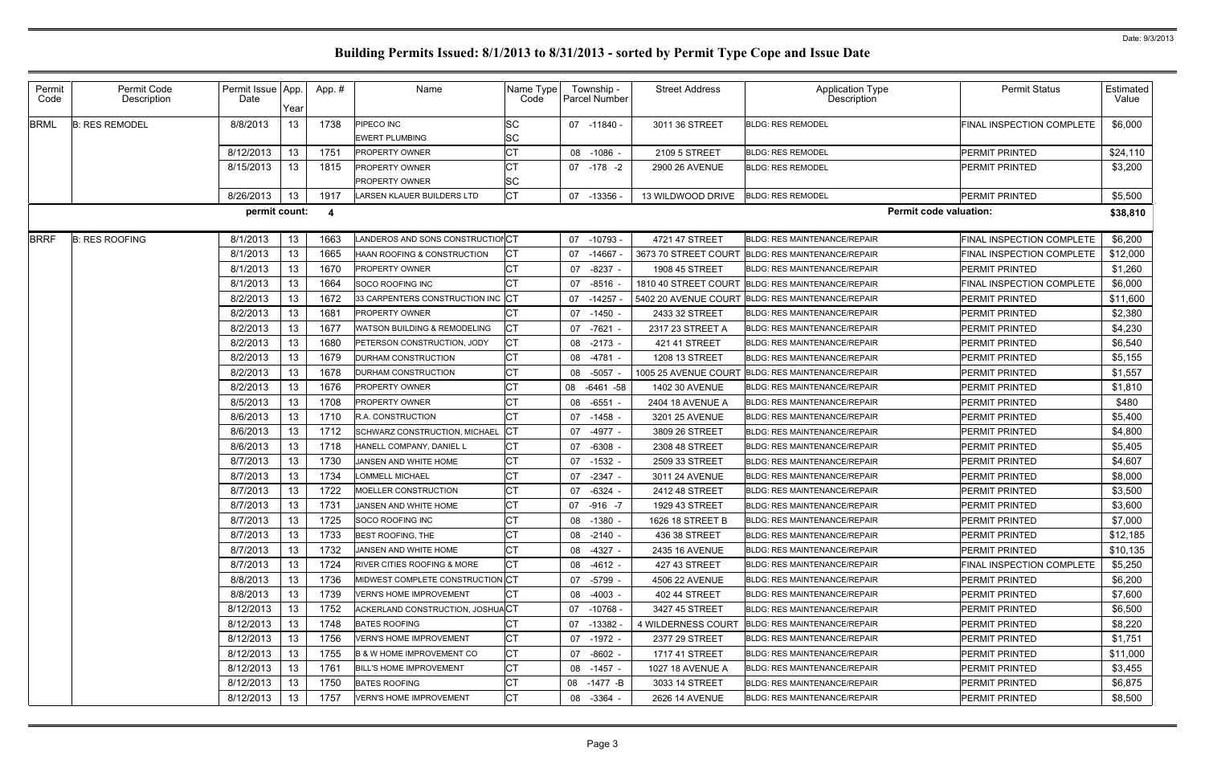# Building Permits Issued: 8/1/2013 to 8/31/2013 - sorted by Permit Type Cope and Issue Date

Date: 9/3/2013

| Permit Code | Permit Code Description | Permit Issue Date | App. Year | App. # | Name | Name Type Code | Township - Parcel Number | Street Address | Application Type Description | Permit Status | Estimated Value |
|---|---|---|---|---|---|---|---|---|---|---|---|
| BRML | B: RES REMODEL | 8/8/2013 | 13 | 1738 | PIPECO INC | SC | 07 -11840 - | 3011 36 STREET | BLDG: RES REMODEL | FINAL INSPECTION COMPLETE | $6,000 |
| | | | | | EWERT PLUMBING | SC | | | | | |
| | | 8/12/2013 | 13 | 1751 | PROPERTY OWNER | CT | 08 -1086 - | 2109 5 STREET | BLDG: RES REMODEL | PERMIT PRINTED | $24,110 |
| | | 8/15/2013 | 13 | 1815 | PROPERTY OWNER | CT | 07 -178 -2 | 2900 26 AVENUE | BLDG: RES REMODEL | PERMIT PRINTED | $3,200 |
| | | | | | PROPERTY OWNER | SC | | | | | |
| | | 8/26/2013 | 13 | 1917 | LARSEN KLAUER BUILDERS LTD | CT | 07 -13356 - | 13 WILDWOOD DRIVE | BLDG: RES REMODEL | PERMIT PRINTED | $5,500 |
| | | **permit count:** | | **4** | | | | | **Permit code valuation:** | | **$38,810** |
| BRRF | B: RES ROOFING | 8/1/2013 | 13 | 1663 | LANDEROS AND SONS CONSTRUCTION | CT | 07 -10793 - | 4721 47 STREET | BLDG: RES MAINTENANCE/REPAIR | FINAL INSPECTION COMPLETE | $6,200 |
| | | 8/1/2013 | 13 | 1665 | HAAN ROOFING & CONSTRUCTION | CT | 07 -14667 - | 3673 70 STREET COURT | BLDG: RES MAINTENANCE/REPAIR | FINAL INSPECTION COMPLETE | $12,000 |
| | | 8/1/2013 | 13 | 1670 | PROPERTY OWNER | CT | 07 -8237 - | 1908 45 STREET | BLDG: RES MAINTENANCE/REPAIR | PERMIT PRINTED | $1,260 |
| | | 8/1/2013 | 13 | 1664 | SOCO ROOFING INC | CT | 07 -8516 - | 1810 40 STREET COURT | BLDG: RES MAINTENANCE/REPAIR | FINAL INSPECTION COMPLETE | $6,000 |
| | | 8/2/2013 | 13 | 1672 | 33 CARPENTERS CONSTRUCTION INC | CT | 07 -14257 - | 5402 20 AVENUE COURT | BLDG: RES MAINTENANCE/REPAIR | PERMIT PRINTED | $11,600 |
| | | 8/2/2013 | 13 | 1681 | PROPERTY OWNER | CT | 07 -1450 - | 2433 32 STREET | BLDG: RES MAINTENANCE/REPAIR | PERMIT PRINTED | $2,380 |
| | | 8/2/2013 | 13 | 1677 | WATSON BUILDING & REMODELING | CT | 07 -7621 - | 2317 23 STREET A | BLDG: RES MAINTENANCE/REPAIR | PERMIT PRINTED | $4,230 |
| | | 8/2/2013 | 13 | 1680 | PETERSON CONSTRUCTION, JODY | CT | 08 -2173 - | 421 41 STREET | BLDG: RES MAINTENANCE/REPAIR | PERMIT PRINTED | $6,540 |
| | | 8/2/2013 | 13 | 1679 | DURHAM CONSTRUCTION | CT | 08 -4781 - | 1208 13 STREET | BLDG: RES MAINTENANCE/REPAIR | PERMIT PRINTED | $5,155 |
| | | 8/2/2013 | 13 | 1678 | DURHAM CONSTRUCTION | CT | 08 -5057 - | 1005 25 AVENUE COURT | BLDG: RES MAINTENANCE/REPAIR | PERMIT PRINTED | $1,557 |
| | | 8/2/2013 | 13 | 1676 | PROPERTY OWNER | CT | 08 -6461 -58 | 1402 30 AVENUE | BLDG: RES MAINTENANCE/REPAIR | PERMIT PRINTED | $1,810 |
| | | 8/5/2013 | 13 | 1708 | PROPERTY OWNER | CT | 08 -6551 - | 2404 18 AVENUE A | BLDG: RES MAINTENANCE/REPAIR | PERMIT PRINTED | $480 |
| | | 8/6/2013 | 13 | 1710 | R.A. CONSTRUCTION | CT | 07 -1458 - | 3201 25 AVENUE | BLDG: RES MAINTENANCE/REPAIR | PERMIT PRINTED | $5,400 |
| | | 8/6/2013 | 13 | 1712 | SCHWARZ CONSTRUCTION, MICHAEL | CT | 07 -4977 - | 3809 26 STREET | BLDG: RES MAINTENANCE/REPAIR | PERMIT PRINTED | $4,800 |
| | | 8/6/2013 | 13 | 1718 | HANELL COMPANY, DANIEL L | CT | 07 -6308 - | 2308 48 STREET | BLDG: RES MAINTENANCE/REPAIR | PERMIT PRINTED | $5,405 |
| | | 8/7/2013 | 13 | 1730 | JANSEN AND WHITE HOME | CT | 07 -1532 - | 2509 33 STREET | BLDG: RES MAINTENANCE/REPAIR | PERMIT PRINTED | $4,607 |
| | | 8/7/2013 | 13 | 1734 | LOMMELL MICHAEL | CT | 07 -2347 - | 3011 24 AVENUE | BLDG: RES MAINTENANCE/REPAIR | PERMIT PRINTED | $8,000 |
| | | 8/7/2013 | 13 | 1722 | MOELLER CONSTRUCTION | CT | 07 -6324 - | 2412 48 STREET | BLDG: RES MAINTENANCE/REPAIR | PERMIT PRINTED | $3,500 |
| | | 8/7/2013 | 13 | 1731 | JANSEN AND WHITE HOME | CT | 07 -916 -7 | 1929 43 STREET | BLDG: RES MAINTENANCE/REPAIR | PERMIT PRINTED | $3,600 |
| | | 8/7/2013 | 13 | 1725 | SOCO ROOFING INC | CT | 08 -1380 - | 1626 18 STREET B | BLDG: RES MAINTENANCE/REPAIR | PERMIT PRINTED | $7,000 |
| | | 8/7/2013 | 13 | 1733 | BEST ROOFING, THE | CT | 08 -2140 - | 436 38 STREET | BLDG: RES MAINTENANCE/REPAIR | PERMIT PRINTED | $12,185 |
| | | 8/7/2013 | 13 | 1732 | JANSEN AND WHITE HOME | CT | 08 -4327 - | 2435 16 AVENUE | BLDG: RES MAINTENANCE/REPAIR | PERMIT PRINTED | $10,135 |
| | | 8/7/2013 | 13 | 1724 | RIVER CITIES ROOFING & MORE | CT | 08 -4612 - | 427 43 STREET | BLDG: RES MAINTENANCE/REPAIR | FINAL INSPECTION COMPLETE | $5,250 |
| | | 8/8/2013 | 13 | 1736 | MIDWEST COMPLETE CONSTRUCTION | CT | 07 -5799 - | 4506 22 AVENUE | BLDG: RES MAINTENANCE/REPAIR | PERMIT PRINTED | $6,200 |
| | | 8/8/2013 | 13 | 1739 | VERN'S HOME IMPROVEMENT | CT | 08 -4003 - | 402 44 STREET | BLDG: RES MAINTENANCE/REPAIR | PERMIT PRINTED | $7,600 |
| | | 8/12/2013 | 13 | 1752 | ACKERLAND CONSTRUCTION, JOSHUA | CT | 07 -10768 - | 3427 45 STREET | BLDG: RES MAINTENANCE/REPAIR | PERMIT PRINTED | $6,500 |
| | | 8/12/2013 | 13 | 1748 | BATES ROOFING | CT | 07 -13382 - | 4 WILDERNESS COURT | BLDG: RES MAINTENANCE/REPAIR | PERMIT PRINTED | $8,220 |
| | | 8/12/2013 | 13 | 1756 | VERN'S HOME IMPROVEMENT | CT | 07 -1972 - | 2377 29 STREET | BLDG: RES MAINTENANCE/REPAIR | PERMIT PRINTED | $1,751 |
| | | 8/12/2013 | 13 | 1755 | B & W HOME IMPROVEMENT CO | CT | 07 -8602 - | 1717 41 STREET | BLDG: RES MAINTENANCE/REPAIR | PERMIT PRINTED | $11,000 |
| | | 8/12/2013 | 13 | 1761 | BILL'S HOME IMPROVEMENT | CT | 08 -1457 - | 1027 18 AVENUE A | BLDG: RES MAINTENANCE/REPAIR | PERMIT PRINTED | $3,455 |
| | | 8/12/2013 | 13 | 1750 | BATES ROOFING | CT | 08 -1477 -B | 3033 14 STREET | BLDG: RES MAINTENANCE/REPAIR | PERMIT PRINTED | $6,875 |
| | | 8/12/2013 | 13 | 1757 | VERN'S HOME IMPROVEMENT | CT | 08 -3364 - | 2626 14 AVENUE | BLDG: RES MAINTENANCE/REPAIR | PERMIT PRINTED | $8,500 |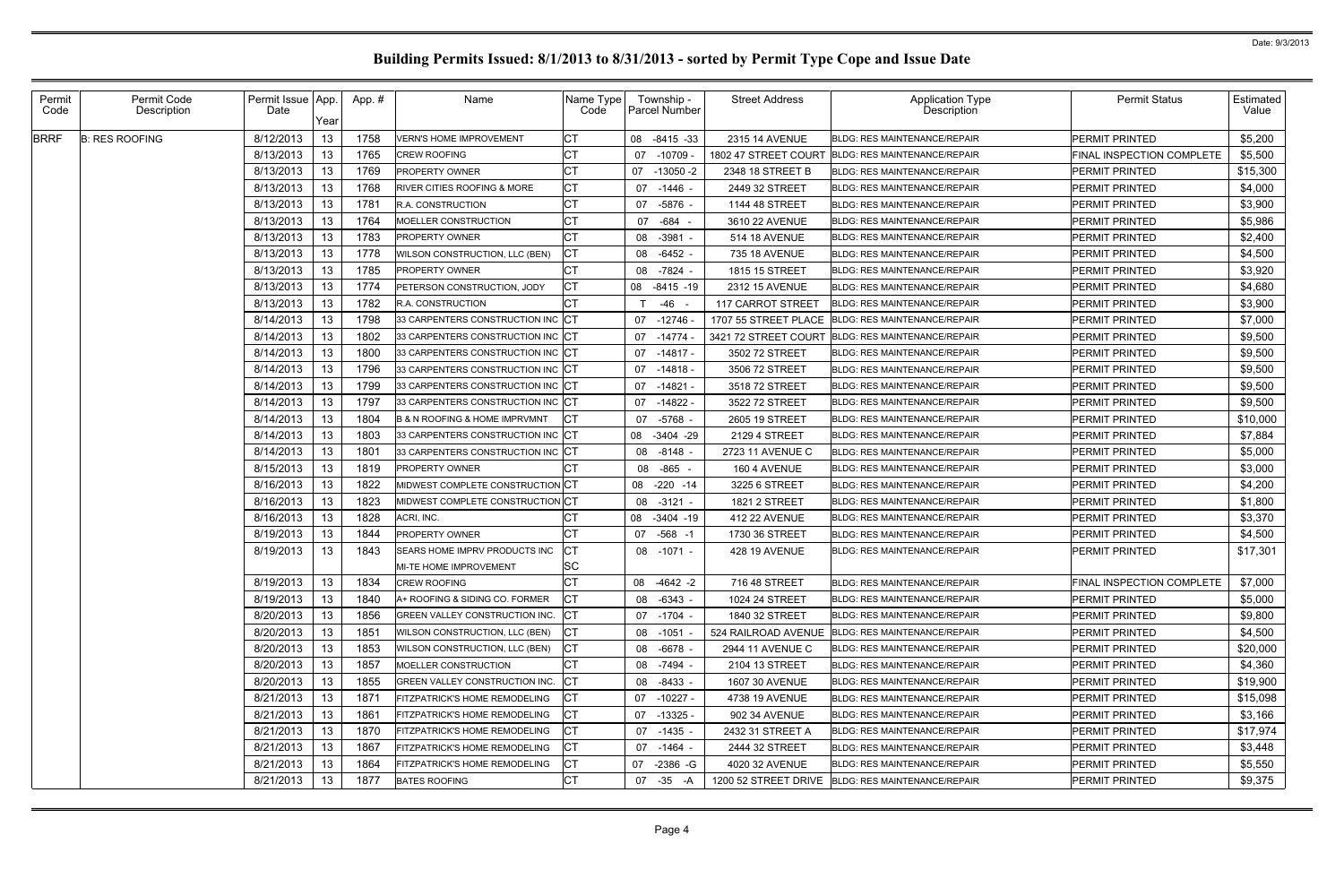# Building Permits Issued: 8/1/2013 to 8/31/2013 - sorted by Permit Type Cope and Issue Date

| Permit Code | Permit Code Description | Permit Issue Date | App. Year | App. # | Name | Name Type Code | Township - Parcel Number | Street Address | Application Type Description | Permit Status | Estimated Value |
|---|---|---|---|---|---|---|---|---|---|---|---|
| BRRF | B: RES ROOFING | 8/12/2013 | 13 | 1758 | VERN'S HOME IMPROVEMENT | CT | 08 -8415 -33 | 2315 14 AVENUE | BLDG: RES MAINTENANCE/REPAIR | PERMIT PRINTED | $5,200 |
| | | 8/13/2013 | 13 | 1765 | CREW ROOFING | CT | 07 -10709 - | 1802 47 STREET COURT | BLDG: RES MAINTENANCE/REPAIR | FINAL INSPECTION COMPLETE | $5,500 |
| | | 8/13/2013 | 13 | 1769 | PROPERTY OWNER | CT | 07 -13050 -2 | 2348 18 STREET B | BLDG: RES MAINTENANCE/REPAIR | PERMIT PRINTED | $15,300 |
| | | 8/13/2013 | 13 | 1768 | RIVER CITIES ROOFING & MORE | CT | 07 -1446 - | 2449 32 STREET | BLDG: RES MAINTENANCE/REPAIR | PERMIT PRINTED | $4,000 |
| | | 8/13/2013 | 13 | 1781 | R.A. CONSTRUCTION | CT | 07 -5876 - | 1144 48 STREET | BLDG: RES MAINTENANCE/REPAIR | PERMIT PRINTED | $3,900 |
| | | 8/13/2013 | 13 | 1764 | MOELLER CONSTRUCTION | CT | 07 -684 - | 3610 22 AVENUE | BLDG: RES MAINTENANCE/REPAIR | PERMIT PRINTED | $5,986 |
| | | 8/13/2013 | 13 | 1783 | PROPERTY OWNER | CT | 08 -3981 - | 514 18 AVENUE | BLDG: RES MAINTENANCE/REPAIR | PERMIT PRINTED | $2,400 |
| | | 8/13/2013 | 13 | 1778 | WILSON CONSTRUCTION, LLC (BEN) | CT | 08 -6452 - | 735 18 AVENUE | BLDG: RES MAINTENANCE/REPAIR | PERMIT PRINTED | $4,500 |
| | | 8/13/2013 | 13 | 1785 | PROPERTY OWNER | CT | 08 -7824 - | 1815 15 STREET | BLDG: RES MAINTENANCE/REPAIR | PERMIT PRINTED | $3,920 |
| | | 8/13/2013 | 13 | 1774 | PETERSON CONSTRUCTION, JODY | CT | 08 -8415 -19 | 2312 15 AVENUE | BLDG: RES MAINTENANCE/REPAIR | PERMIT PRINTED | $4,680 |
| | | 8/13/2013 | 13 | 1782 | R.A. CONSTRUCTION | CT | T -46 - | 117 CARROT STREET | BLDG: RES MAINTENANCE/REPAIR | PERMIT PRINTED | $3,900 |
| | | 8/14/2013 | 13 | 1798 | 33 CARPENTERS CONSTRUCTION INC | CT | 07 -12746 - | 1707 55 STREET PLACE | BLDG: RES MAINTENANCE/REPAIR | PERMIT PRINTED | $7,000 |
| | | 8/14/2013 | 13 | 1802 | 33 CARPENTERS CONSTRUCTION INC | CT | 07 -14774 - | 3421 72 STREET COURT | BLDG: RES MAINTENANCE/REPAIR | PERMIT PRINTED | $9,500 |
| | | 8/14/2013 | 13 | 1800 | 33 CARPENTERS CONSTRUCTION INC | CT | 07 -14817 - | 3502 72 STREET | BLDG: RES MAINTENANCE/REPAIR | PERMIT PRINTED | $9,500 |
| | | 8/14/2013 | 13 | 1796 | 33 CARPENTERS CONSTRUCTION INC | CT | 07 -14818 - | 3506 72 STREET | BLDG: RES MAINTENANCE/REPAIR | PERMIT PRINTED | $9,500 |
| | | 8/14/2013 | 13 | 1799 | 33 CARPENTERS CONSTRUCTION INC | CT | 07 -14821 - | 3518 72 STREET | BLDG: RES MAINTENANCE/REPAIR | PERMIT PRINTED | $9,500 |
| | | 8/14/2013 | 13 | 1797 | 33 CARPENTERS CONSTRUCTION INC | CT | 07 -14822 - | 3522 72 STREET | BLDG: RES MAINTENANCE/REPAIR | PERMIT PRINTED | $9,500 |
| | | 8/14/2013 | 13 | 1804 | B & N ROOFING & HOME IMPRVMNT | CT | 07 -5768 - | 2605 19 STREET | BLDG: RES MAINTENANCE/REPAIR | PERMIT PRINTED | $10,000 |
| | | 8/14/2013 | 13 | 1803 | 33 CARPENTERS CONSTRUCTION INC | CT | 08 -3404 -29 | 2129 4 STREET | BLDG: RES MAINTENANCE/REPAIR | PERMIT PRINTED | $7,884 |
| | | 8/14/2013 | 13 | 1801 | 33 CARPENTERS CONSTRUCTION INC | CT | 08 -8148 - | 2723 11 AVENUE C | BLDG: RES MAINTENANCE/REPAIR | PERMIT PRINTED | $5,000 |
| | | 8/15/2013 | 13 | 1819 | PROPERTY OWNER | CT | 08 -865 - | 160 4 AVENUE | BLDG: RES MAINTENANCE/REPAIR | PERMIT PRINTED | $3,000 |
| | | 8/16/2013 | 13 | 1822 | MIDWEST COMPLETE CONSTRUCTION | CT | 08 -220 -14 | 3225 6 STREET | BLDG: RES MAINTENANCE/REPAIR | PERMIT PRINTED | $4,200 |
| | | 8/16/2013 | 13 | 1823 | MIDWEST COMPLETE CONSTRUCTION | CT | 08 -3121 - | 1821 2 STREET | BLDG: RES MAINTENANCE/REPAIR | PERMIT PRINTED | $1,800 |
| | | 8/16/2013 | 13 | 1828 | ACRI, INC. | CT | 08 -3404 -19 | 412 22 AVENUE | BLDG: RES MAINTENANCE/REPAIR | PERMIT PRINTED | $3,370 |
| | | 8/19/2013 | 13 | 1844 | PROPERTY OWNER | CT | 07 -568 -1 | 1730 36 STREET | BLDG: RES MAINTENANCE/REPAIR | PERMIT PRINTED | $4,500 |
| | | 8/19/2013 | 13 | 1843 | SEARS HOME IMPRV PRODUCTS INC<br>MI-TE HOME IMPROVEMENT | CT<br>SC | 08 -1071 - | 428 19 AVENUE | BLDG: RES MAINTENANCE/REPAIR | PERMIT PRINTED | $17,301 |
| | | 8/19/2013 | 13 | 1834 | CREW ROOFING | CT | 08 -4642 -2 | 716 48 STREET | BLDG: RES MAINTENANCE/REPAIR | FINAL INSPECTION COMPLETE | $7,000 |
| | | 8/19/2013 | 13 | 1840 | A+ ROOFING & SIDING CO. FORMER | CT | 08 -6343 - | 1024 24 STREET | BLDG: RES MAINTENANCE/REPAIR | PERMIT PRINTED | $5,000 |
| | | 8/20/2013 | 13 | 1856 | GREEN VALLEY CONSTRUCTION INC. | CT | 07 -1704 - | 1840 32 STREET | BLDG: RES MAINTENANCE/REPAIR | PERMIT PRINTED | $9,800 |
| | | 8/20/2013 | 13 | 1851 | WILSON CONSTRUCTION, LLC (BEN) | CT | 08 -1051 - | 524 RAILROAD AVENUE | BLDG: RES MAINTENANCE/REPAIR | PERMIT PRINTED | $4,500 |
| | | 8/20/2013 | 13 | 1853 | WILSON CONSTRUCTION, LLC (BEN) | CT | 08 -6678 - | 2944 11 AVENUE C | BLDG: RES MAINTENANCE/REPAIR | PERMIT PRINTED | $20,000 |
| | | 8/20/2013 | 13 | 1857 | MOELLER CONSTRUCTION | CT | 08 -7494 - | 2104 13 STREET | BLDG: RES MAINTENANCE/REPAIR | PERMIT PRINTED | $4,360 |
| | | 8/20/2013 | 13 | 1855 | GREEN VALLEY CONSTRUCTION INC. | CT | 08 -8433 - | 1607 30 AVENUE | BLDG: RES MAINTENANCE/REPAIR | PERMIT PRINTED | $19,900 |
| | | 8/21/2013 | 13 | 1871 | FITZPATRICK'S HOME REMODELING | CT | 07 -10227 - | 4738 19 AVENUE | BLDG: RES MAINTENANCE/REPAIR | PERMIT PRINTED | $15,098 |
| | | 8/21/2013 | 13 | 1861 | FITZPATRICK'S HOME REMODELING | CT | 07 -13325 - | 902 34 AVENUE | BLDG: RES MAINTENANCE/REPAIR | PERMIT PRINTED | $3,166 |
| | | 8/21/2013 | 13 | 1870 | FITZPATRICK'S HOME REMODELING | CT | 07 -1435 - | 2432 31 STREET A | BLDG: RES MAINTENANCE/REPAIR | PERMIT PRINTED | $17,974 |
| | | 8/21/2013 | 13 | 1867 | FITZPATRICK'S HOME REMODELING | CT | 07 -1464 - | 2444 32 STREET | BLDG: RES MAINTENANCE/REPAIR | PERMIT PRINTED | $3,448 |
| | | 8/21/2013 | 13 | 1864 | FITZPATRICK'S HOME REMODELING | CT | 07 -2386 -G | 4020 32 AVENUE | BLDG: RES MAINTENANCE/REPAIR | PERMIT PRINTED | $5,550 |
| | | 8/21/2013 | 13 | 1877 | BATES ROOFING | CT | 07 -35 -A | 1200 52 STREET DRIVE | BLDG: RES MAINTENANCE/REPAIR | PERMIT PRINTED | $9,375 |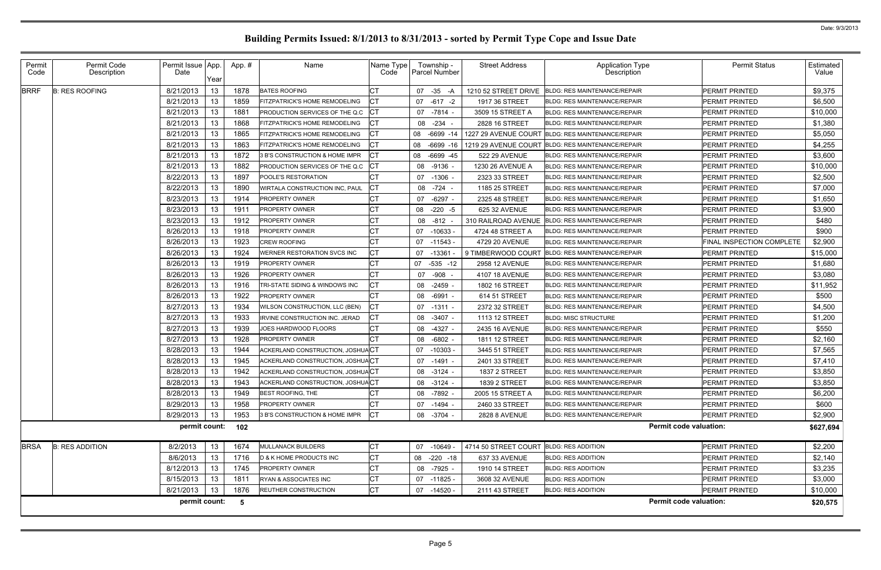# Building Permits Issued: 8/1/2013 to 8/31/2013 - sorted by Permit Type Cope and Issue Date

Date: 9/3/2013

| Permit Code | Permit Code Description | Permit Issue Date | App. Year | App. # | Name | Name Type Code | Township - Parcel Number | Street Address | Application Type Description | Permit Status | Estimated Value |
|---|---|---|---|---|---|---|---|---|---|---|---|
| BRRF | B: RES ROOFING | 8/21/2013 | 13 | 1878 | BATES ROOFING | CT | 07 -35 -A | 1210 52 STREET DRIVE | BLDG: RES MAINTENANCE/REPAIR | PERMIT PRINTED | $9,375 |
| | | 8/21/2013 | 13 | 1859 | FITZPATRICK'S HOME REMODELING | CT | 07 -617 -2 | 1917 36 STREET | BLDG: RES MAINTENANCE/REPAIR | PERMIT PRINTED | $6,500 |
| | | 8/21/2013 | 13 | 1881 | PRODUCTION SERVICES OF THE Q.C | CT | 07 -7814 - | 3509 15 STREET A | BLDG: RES MAINTENANCE/REPAIR | PERMIT PRINTED | $10,000 |
| | | 8/21/2013 | 13 | 1868 | FITZPATRICK'S HOME REMODELING | CT | 08 -234 - | 2828 16 STREET | BLDG: RES MAINTENANCE/REPAIR | PERMIT PRINTED | $1,380 |
| | | 8/21/2013 | 13 | 1865 | FITZPATRICK'S HOME REMODELING | CT | 08 -6699 -14 | 1227 29 AVENUE COURT | BLDG: RES MAINTENANCE/REPAIR | PERMIT PRINTED | $5,050 |
| | | 8/21/2013 | 13 | 1863 | FITZPATRICK'S HOME REMODELING | CT | 08 -6699 -16 | 1219 29 AVENUE COURT | BLDG: RES MAINTENANCE/REPAIR | PERMIT PRINTED | $4,255 |
| | | 8/21/2013 | 13 | 1872 | 3 B'S CONSTRUCTION & HOME IMPR | CT | 08 -6699 -45 | 522 29 AVENUE | BLDG: RES MAINTENANCE/REPAIR | PERMIT PRINTED | $3,600 |
| | | 8/21/2013 | 13 | 1882 | PRODUCTION SERVICES OF THE Q.C | CT | 08 -9136 - | 1230 26 AVENUE A | BLDG: RES MAINTENANCE/REPAIR | PERMIT PRINTED | $10,000 |
| | | 8/22/2013 | 13 | 1897 | POOLE'S RESTORATION | CT | 07 -1306 - | 2323 33 STREET | BLDG: RES MAINTENANCE/REPAIR | PERMIT PRINTED | $2,500 |
| | | 8/22/2013 | 13 | 1890 | WIRTALA CONSTRUCTION INC, PAUL | CT | 08 -724 - | 1185 25 STREET | BLDG: RES MAINTENANCE/REPAIR | PERMIT PRINTED | $7,000 |
| | | 8/23/2013 | 13 | 1914 | PROPERTY OWNER | CT | 07 -6297 - | 2325 48 STREET | BLDG: RES MAINTENANCE/REPAIR | PERMIT PRINTED | $1,650 |
| | | 8/23/2013 | 13 | 1911 | PROPERTY OWNER | CT | 08 -220 -5 | 625 32 AVENUE | BLDG: RES MAINTENANCE/REPAIR | PERMIT PRINTED | $3,900 |
| | | 8/23/2013 | 13 | 1912 | PROPERTY OWNER | CT | 08 -812 - | 310 RAILROAD AVENUE | BLDG: RES MAINTENANCE/REPAIR | PERMIT PRINTED | $480 |
| | | 8/26/2013 | 13 | 1918 | PROPERTY OWNER | CT | 07 -10633 - | 4724 48 STREET A | BLDG: RES MAINTENANCE/REPAIR | PERMIT PRINTED | $900 |
| | | 8/26/2013 | 13 | 1923 | CREW ROOFING | CT | 07 -11543 - | 4729 20 AVENUE | BLDG: RES MAINTENANCE/REPAIR | FINAL INSPECTION COMPLETE | $2,900 |
| | | 8/26/2013 | 13 | 1924 | WERNER RESTORATION SVCS INC | CT | 07 -13361 - | 9 TIMBERWOOD COURT | BLDG: RES MAINTENANCE/REPAIR | PERMIT PRINTED | $15,000 |
| | | 8/26/2013 | 13 | 1919 | PROPERTY OWNER | CT | 07 -535 -12 | 2958 12 AVENUE | BLDG: RES MAINTENANCE/REPAIR | PERMIT PRINTED | $1,680 |
| | | 8/26/2013 | 13 | 1926 | PROPERTY OWNER | CT | 07 -908 - | 4107 18 AVENUE | BLDG: RES MAINTENANCE/REPAIR | PERMIT PRINTED | $3,080 |
| | | 8/26/2013 | 13 | 1916 | TRI-STATE SIDING & WINDOWS INC | CT | 08 -2459 - | 1802 16 STREET | BLDG: RES MAINTENANCE/REPAIR | PERMIT PRINTED | $11,952 |
| | | 8/26/2013 | 13 | 1922 | PROPERTY OWNER | CT | 08 -6991 - | 614 51 STREET | BLDG: RES MAINTENANCE/REPAIR | PERMIT PRINTED | $500 |
| | | 8/27/2013 | 13 | 1934 | WILSON CONSTRUCTION, LLC (BEN) | CT | 07 -1311 - | 2372 32 STREET | BLDG: RES MAINTENANCE/REPAIR | PERMIT PRINTED | $4,500 |
| | | 8/27/2013 | 13 | 1933 | IRVINE CONSTRUCTION INC. JERAD | CT | 08 -3407 - | 1113 12 STREET | BLDG: MISC STRUCTURE | PERMIT PRINTED | $1,200 |
| | | 8/27/2013 | 13 | 1939 | JOES HARDWOOD FLOORS | CT | 08 -4327 - | 2435 16 AVENUE | BLDG: RES MAINTENANCE/REPAIR | PERMIT PRINTED | $550 |
| | | 8/27/2013 | 13 | 1928 | PROPERTY OWNER | CT | 08 -6802 - | 1811 12 STREET | BLDG: RES MAINTENANCE/REPAIR | PERMIT PRINTED | $2,160 |
| | | 8/28/2013 | 13 | 1944 | ACKERLAND CONSTRUCTION, JOSHUA | CT | 07 -10303 - | 3445 51 STREET | BLDG: RES MAINTENANCE/REPAIR | PERMIT PRINTED | $7,565 |
| | | 8/28/2013 | 13 | 1945 | ACKERLAND CONSTRUCTION, JOSHUA | CT | 07 -1491 - | 2401 33 STREET | BLDG: RES MAINTENANCE/REPAIR | PERMIT PRINTED | $7,410 |
| | | 8/28/2013 | 13 | 1942 | ACKERLAND CONSTRUCTION, JOSHUA | CT | 08 -3124 - | 1837 2 STREET | BLDG: RES MAINTENANCE/REPAIR | PERMIT PRINTED | $3,850 |
| | | 8/28/2013 | 13 | 1943 | ACKERLAND CONSTRUCTION, JOSHUA | CT | 08 -3124 - | 1839 2 STREET | BLDG: RES MAINTENANCE/REPAIR | PERMIT PRINTED | $3,850 |
| | | 8/28/2013 | 13 | 1949 | BEST ROOFING, THE | CT | 08 -7892 - | 2005 15 STREET A | BLDG: RES MAINTENANCE/REPAIR | PERMIT PRINTED | $6,200 |
| | | 8/29/2013 | 13 | 1958 | PROPERTY OWNER | CT | 07 -1494 - | 2460 33 STREET | BLDG: RES MAINTENANCE/REPAIR | PERMIT PRINTED | $600 |
| | | 8/29/2013 | 13 | 1953 | 3 B'S CONSTRUCTION & HOME IMPR | CT | 08 -3704 - | 2828 8 AVENUE | BLDG: RES MAINTENANCE/REPAIR | PERMIT PRINTED | $2,900 |
| | | permit count: | | 102 | | | | | Permit code valuation: | | $627,694 |
| BRSA | B: RES ADDITION | 8/2/2013 | 13 | 1674 | MULLANACK BUILDERS | CT | 07 -10649 - | 4714 50 STREET COURT | BLDG: RES ADDITION | PERMIT PRINTED | $2,200 |
| | | 8/6/2013 | 13 | 1716 | D & K HOME PRODUCTS INC | CT | 08 -220 -18 | 637 33 AVENUE | BLDG: RES ADDITION | PERMIT PRINTED | $2,140 |
| | | 8/12/2013 | 13 | 1745 | PROPERTY OWNER | CT | 08 -7925 - | 1910 14 STREET | BLDG: RES ADDITION | PERMIT PRINTED | $3,235 |
| | | 8/15/2013 | 13 | 1811 | RYAN & ASSOCIATES INC | CT | 07 -11825 - | 3608 32 AVENUE | BLDG: RES ADDITION | PERMIT PRINTED | $3,000 |
| | | 8/21/2013 | 13 | 1876 | REUTHER CONSTRUCTION | CT | 07 -14520 - | 2111 43 STREET | BLDG: RES ADDITION | PERMIT PRINTED | $10,000 |
| | | permit count: | | 5 | | | | | Permit code valuation: | | $20,575 |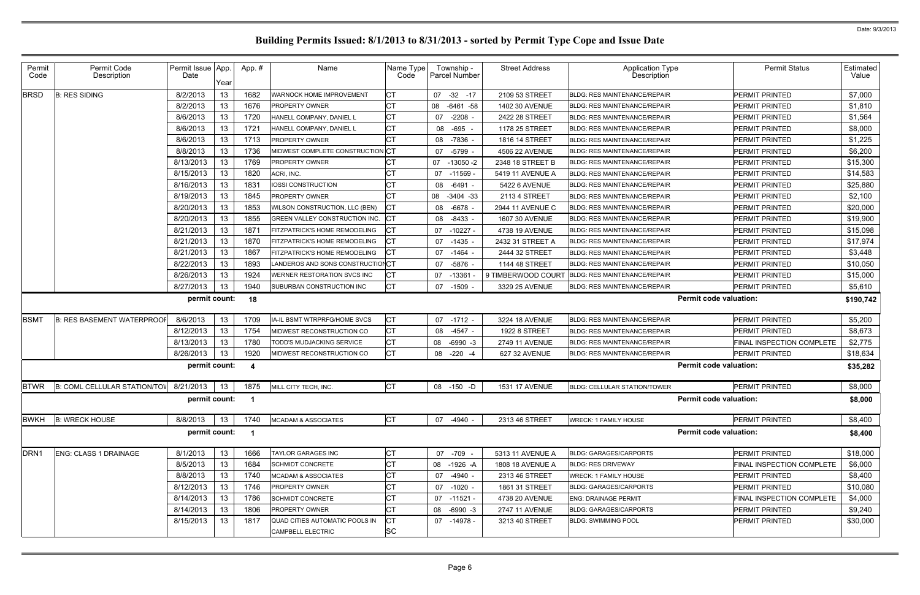# Building Permits Issued: 8/1/2013 to 8/31/2013 - sorted by Permit Type Cope and Issue Date

Date: 9/3/2013

| Permit Code | Permit Code Description | Permit Issue Date | App. Year | App. # | Name | Name Type Code | Township - Parcel Number | Street Address | Application Type Description | Permit Status | Estimated Value |
|---|---|---|---|---|---|---|---|---|---|---|---|
| BRSD | B: RES SIDING | 8/2/2013 | 13 | 1682 | WARNOCK HOME IMPROVEMENT | CT | 07 -32 -17 | 2109 53 STREET | BLDG: RES MAINTENANCE/REPAIR | PERMIT PRINTED | $7,000 |
| | | 8/2/2013 | 13 | 1676 | PROPERTY OWNER | CT | 08 -6461 -58 | 1402 30 AVENUE | BLDG: RES MAINTENANCE/REPAIR | PERMIT PRINTED | $1,810 |
| | | 8/6/2013 | 13 | 1720 | HANELL COMPANY, DANIEL L | CT | 07 -2208 - | 2422 28 STREET | BLDG: RES MAINTENANCE/REPAIR | PERMIT PRINTED | $1,564 |
| | | 8/6/2013 | 13 | 1721 | HANELL COMPANY, DANIEL L | CT | 08 -695 - | 1178 25 STREET | BLDG: RES MAINTENANCE/REPAIR | PERMIT PRINTED | $8,000 |
| | | 8/6/2013 | 13 | 1713 | PROPERTY OWNER | CT | 08 -7836 - | 1816 14 STREET | BLDG: RES MAINTENANCE/REPAIR | PERMIT PRINTED | $1,225 |
| | | 8/8/2013 | 13 | 1736 | MIDWEST COMPLETE CONSTRUCTION | CT | 07 -5799 - | 4506 22 AVENUE | BLDG: RES MAINTENANCE/REPAIR | PERMIT PRINTED | $6,200 |
| | | 8/13/2013 | 13 | 1769 | PROPERTY OWNER | CT | 07 -13050 -2 | 2348 18 STREET B | BLDG: RES MAINTENANCE/REPAIR | PERMIT PRINTED | $15,300 |
| | | 8/15/2013 | 13 | 1820 | ACRI, INC. | CT | 07 -11569 - | 5419 11 AVENUE A | BLDG: RES MAINTENANCE/REPAIR | PERMIT PRINTED | $14,583 |
| | | 8/16/2013 | 13 | 1831 | IOSSI CONSTRUCTION | CT | 08 -6491 - | 5422 6 AVENUE | BLDG: RES MAINTENANCE/REPAIR | PERMIT PRINTED | $25,880 |
| | | 8/19/2013 | 13 | 1845 | PROPERTY OWNER | CT | 08 -3404 -33 | 2113 4 STREET | BLDG: RES MAINTENANCE/REPAIR | PERMIT PRINTED | $2,100 |
| | | 8/20/2013 | 13 | 1853 | WILSON CONSTRUCTION, LLC (BEN) | CT | 08 -6678 - | 2944 11 AVENUE C | BLDG: RES MAINTENANCE/REPAIR | PERMIT PRINTED | $20,000 |
| | | 8/20/2013 | 13 | 1855 | GREEN VALLEY CONSTRUCTION INC. | CT | 08 -8433 - | 1607 30 AVENUE | BLDG: RES MAINTENANCE/REPAIR | PERMIT PRINTED | $19,900 |
| | | 8/21/2013 | 13 | 1871 | FITZPATRICK'S HOME REMODELING | CT | 07 -10227 - | 4738 19 AVENUE | BLDG: RES MAINTENANCE/REPAIR | PERMIT PRINTED | $15,098 |
| | | 8/21/2013 | 13 | 1870 | FITZPATRICK'S HOME REMODELING | CT | 07 -1435 - | 2432 31 STREET A | BLDG: RES MAINTENANCE/REPAIR | PERMIT PRINTED | $17,974 |
| | | 8/21/2013 | 13 | 1867 | FITZPATRICK'S HOME REMODELING | CT | 07 -1464 - | 2444 32 STREET | BLDG: RES MAINTENANCE/REPAIR | PERMIT PRINTED | $3,448 |
| | | 8/22/2013 | 13 | 1893 | LANDEROS AND SONS CONSTRUCTION | CT | 07 -5876 - | 1144 48 STREET | BLDG: RES MAINTENANCE/REPAIR | PERMIT PRINTED | $10,050 |
| | | 8/26/2013 | 13 | 1924 | WERNER RESTORATION SVCS INC | CT | 07 -13361 - | 9 TIMBERWOOD COURT | BLDG: RES MAINTENANCE/REPAIR | PERMIT PRINTED | $15,000 |
| | | 8/27/2013 | 13 | 1940 | SUBURBAN CONSTRUCTION INC | CT | 07 -1509 - | 3329 25 AVENUE | BLDG: RES MAINTENANCE/REPAIR | PERMIT PRINTED | $5,610 |
| | | permit count: | | 18 | | | | | Permit code valuation: | | $190,742 |
| BSMT | B: RES BASEMENT WATERPROOF | 8/6/2013 | 13 | 1709 | IA-IL BSMT WTRPRFG/HOME SVCS | CT | 07 -1712 - | 3224 18 AVENUE | BLDG: RES MAINTENANCE/REPAIR | PERMIT PRINTED | $5,200 |
| | | 8/12/2013 | 13 | 1754 | MIDWEST RECONSTRUCTION CO | CT | 08 -4547 - | 1922 8 STREET | BLDG: RES MAINTENANCE/REPAIR | PERMIT PRINTED | $8,673 |
| | | 8/13/2013 | 13 | 1780 | TODD'S MUDJACKING SERVICE | CT | 08 -6990 -3 | 2749 11 AVENUE | BLDG: RES MAINTENANCE/REPAIR | FINAL INSPECTION COMPLETE | $2,775 |
| | | 8/26/2013 | 13 | 1920 | MIDWEST RECONSTRUCTION CO | CT | 08 -220 -4 | 627 32 AVENUE | BLDG: RES MAINTENANCE/REPAIR | PERMIT PRINTED | $18,634 |
| | | permit count: | | 4 | | | | | Permit code valuation: | | $35,282 |
| BTWR | B: COML CELLULAR STATION/TOW | 8/21/2013 | 13 | 1875 | MILL CITY TECH, INC. | CT | 08 -150 -D | 1531 17 AVENUE | BLDG: CELLULAR STATION/TOWER | PERMIT PRINTED | $8,000 |
| | | permit count: | | 1 | | | | | Permit code valuation: | | $8,000 |
| BWKH | B: WRECK HOUSE | 8/8/2013 | 13 | 1740 | MCADAM & ASSOCIATES | CT | 07 -4940 - | 2313 46 STREET | WRECK: 1 FAMILY HOUSE | PERMIT PRINTED | $8,400 |
| | | permit count: | | 1 | | | | | Permit code valuation: | | $8,400 |
| DRN1 | ENG: CLASS 1 DRAINAGE | 8/1/2013 | 13 | 1666 | TAYLOR GARAGES INC | CT | 07 -709 - | 5313 11 AVENUE A | BLDG: GARAGES/CARPORTS | PERMIT PRINTED | $18,000 |
| | | 8/5/2013 | 13 | 1684 | SCHMIDT CONCRETE | CT | 08 -1926 -A | 1808 18 AVENUE A | BLDG: RES DRIVEWAY | FINAL INSPECTION COMPLETE | $6,000 |
| | | 8/8/2013 | 13 | 1740 | MCADAM & ASSOCIATES | CT | 07 -4940 - | 2313 46 STREET | WRECK: 1 FAMILY HOUSE | PERMIT PRINTED | $8,400 |
| | | 8/12/2013 | 13 | 1746 | PROPERTY OWNER | CT | 07 -1020 - | 1861 31 STREET | BLDG: GARAGES/CARPORTS | PERMIT PRINTED | $10,080 |
| | | 8/14/2013 | 13 | 1786 | SCHMIDT CONCRETE | CT | 07 -11521 - | 4738 20 AVENUE | ENG: DRAINAGE PERMIT | FINAL INSPECTION COMPLETE | $4,000 |
| | | 8/14/2013 | 13 | 1806 | PROPERTY OWNER | CT | 08 -6990 -3 | 2747 11 AVENUE | BLDG: GARAGES/CARPORTS | PERMIT PRINTED | $9,240 |
| | | 8/15/2013 | 13 | 1817 | QUAD CITIES AUTOMATIC POOLS IN<br>CAMPBELL ELECTRIC | CT<br>SC | 07 -14978 - | 3213 40 STREET | BLDG: SWIMMING POOL | PERMIT PRINTED | $30,000 |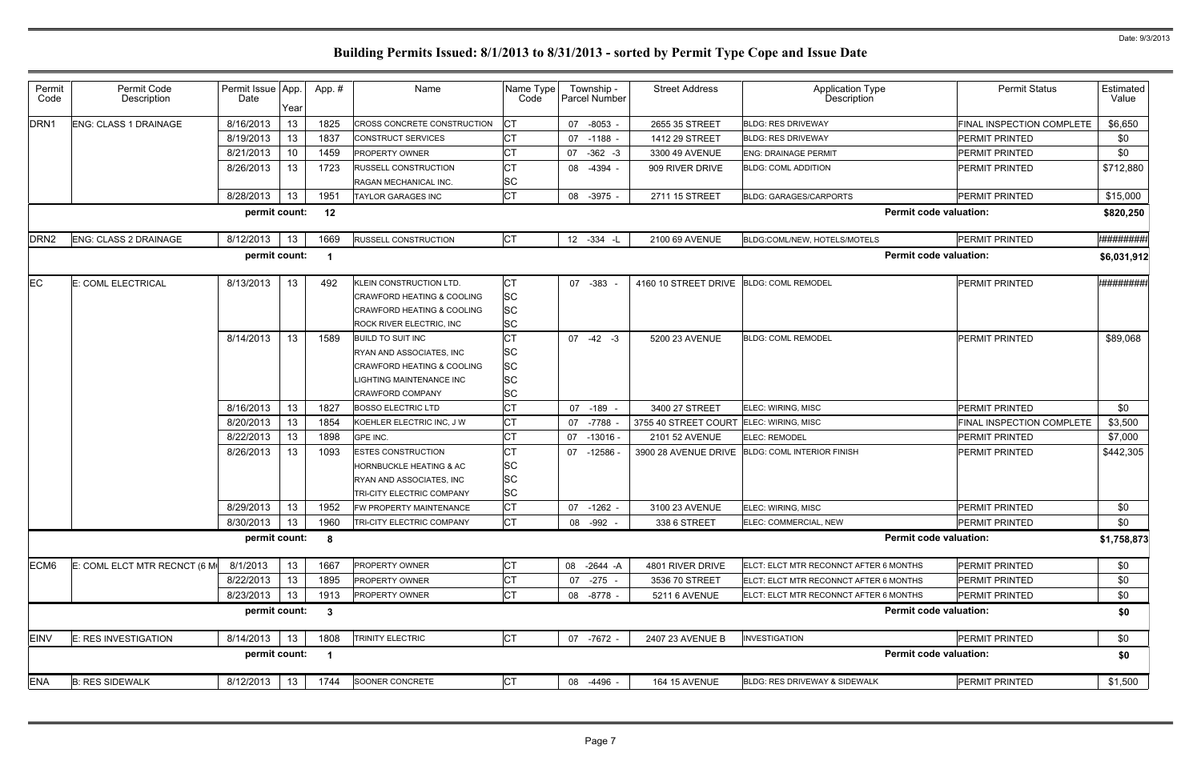# Building Permits Issued: 8/1/2013 to 8/31/2013 - sorted by Permit Type Cope and Issue Date

| Permit Code | Permit Code Description | Permit Issue Date | App. Year | App. # | Name | Name Type Code | Township - Parcel Number | Street Address | Application Type Description | Permit Status | Estimated Value |
|---|---|---|---|---|---|---|---|---|---|---|---|
| DRN1 | ENG: CLASS 1 DRAINAGE | 8/16/2013 | 13 | 1825 | CROSS CONCRETE CONSTRUCTION | CT | 07 -8053 - | 2655 35 STREET | BLDG: RES DRIVEWAY | FINAL INSPECTION COMPLETE | $6,650 |
| | | 8/19/2013 | 13 | 1837 | CONSTRUCT SERVICES | CT | 07 -1188 - | 1412 29 STREET | BLDG: RES DRIVEWAY | PERMIT PRINTED | $0 |
| | | 8/21/2013 | 10 | 1459 | PROPERTY OWNER | CT | 07 -362 -3 | 3300 49 AVENUE | ENG: DRAINAGE PERMIT | PERMIT PRINTED | $0 |
| | | 8/26/2013 | 13 | 1723 | RUSSELL CONSTRUCTION | CT | 08 -4394 - | 909 RIVER DRIVE | BLDG: COML ADDITION | PERMIT PRINTED | $712,880 |
| | | | | | RAGAN MECHANICAL INC. | SC | | | | | |
| | | 8/28/2013 | 13 | 1951 | TAYLOR GARAGES INC | CT | 08 -3975 - | 2711 15 STREET | BLDG: GARAGES/CARPORTS | PERMIT PRINTED | $15,000 |
| | | permit count: | | 12 | | | | | Permit code valuation: | | $820,250 |
| DRN2 | ENG: CLASS 2 DRAINAGE | 8/12/2013 | 13 | 1669 | RUSSELL CONSTRUCTION | CT | 12 -334 -L | 2100 69 AVENUE | BLDG:COML/NEW, HOTELS/MOTELS | PERMIT PRINTED | ######### |
| | | permit count: | | 1 | | | | | Permit code valuation: | | $6,031,912 |
| EC | E: COML ELECTRICAL | 8/13/2013 | 13 | 492 | KLEIN CONSTRUCTION LTD. | CT | 07 -383 - | 4160 10 STREET DRIVE | BLDG: COML REMODEL | PERMIT PRINTED | ######### |
| | | | | | CRAWFORD HEATING & COOLING | SC | | | | | |
| | | | | | CRAWFORD HEATING & COOLING | SC | | | | | |
| | | | | | ROCK RIVER ELECTRIC, INC | SC | | | | | |
| | | 8/14/2013 | 13 | 1589 | BUILD TO SUIT INC | CT | 07 -42 -3 | 5200 23 AVENUE | BLDG: COML REMODEL | PERMIT PRINTED | $89,068 |
| | | | | | RYAN AND ASSOCIATES, INC | SC | | | | | |
| | | | | | CRAWFORD HEATING & COOLING | SC | | | | | |
| | | | | | LIGHTING MAINTENANCE INC | SC | | | | | |
| | | | | | CRAWFORD COMPANY | SC | | | | | |
| | | 8/16/2013 | 13 | 1827 | BOSSO ELECTRIC LTD | CT | 07 -189 - | 3400 27 STREET | ELEC: WIRING, MISC | PERMIT PRINTED | $0 |
| | | 8/20/2013 | 13 | 1854 | KOEHLER ELECTRIC INC, J W | CT | 07 -7788 - | 3755 40 STREET COURT | ELEC: WIRING, MISC | FINAL INSPECTION COMPLETE | $3,500 |
| | | 8/22/2013 | 13 | 1898 | GPE INC. | CT | 07 -13016 - | 2101 52 AVENUE | ELEC: REMODEL | PERMIT PRINTED | $7,000 |
| | | 8/26/2013 | 13 | 1093 | ESTES CONSTRUCTION | CT | 07 -12586 - | 3900 28 AVENUE DRIVE | BLDG: COML INTERIOR FINISH | PERMIT PRINTED | $442,305 |
| | | | | | HORNBUCKLE HEATING & AC | SC | | | | | |
| | | | | | RYAN AND ASSOCIATES, INC | SC | | | | | |
| | | | | | TRI-CITY ELECTRIC COMPANY | SC | | | | | |
| | | 8/29/2013 | 13 | 1952 | FW PROPERTY MAINTENANCE | CT | 07 -1262 - | 3100 23 AVENUE | ELEC: WIRING, MISC | PERMIT PRINTED | $0 |
| | | 8/30/2013 | 13 | 1960 | TRI-CITY ELECTRIC COMPANY | CT | 08 -992 - | 338 6 STREET | ELEC: COMMERCIAL, NEW | PERMIT PRINTED | $0 |
| | | permit count: | | 8 | | | | | Permit code valuation: | | $1,758,873 |
| ECM6 | E: COML ELCT MTR RECNCT (6 M | 8/1/2013 | 13 | 1667 | PROPERTY OWNER | CT | 08 -2644 -A | 4801 RIVER DRIVE | ELCT: ELCT MTR RECONNCT AFTER 6 MONTHS | PERMIT PRINTED | $0 |
| | | 8/22/2013 | 13 | 1895 | PROPERTY OWNER | CT | 07 -275 - | 3536 70 STREET | ELCT: ELCT MTR RECONNCT AFTER 6 MONTHS | PERMIT PRINTED | $0 |
| | | 8/23/2013 | 13 | 1913 | PROPERTY OWNER | CT | 08 -8778 - | 5211 6 AVENUE | ELCT: ELCT MTR RECONNCT AFTER 6 MONTHS | PERMIT PRINTED | $0 |
| | | permit count: | | 3 | | | | | Permit code valuation: | | $0 |
| EINV | E: RES INVESTIGATION | 8/14/2013 | 13 | 1808 | TRINITY ELECTRIC | CT | 07 -7672 - | 2407 23 AVENUE B | INVESTIGATION | PERMIT PRINTED | $0 |
| | | permit count: | | 1 | | | | | Permit code valuation: | | $0 |
| ENA | B: RES SIDEWALK | 8/12/2013 | 13 | 1744 | SOONER CONCRETE | CT | 08 -4496 - | 164 15 AVENUE | BLDG: RES DRIVEWAY & SIDEWALK | PERMIT PRINTED | $1,500 |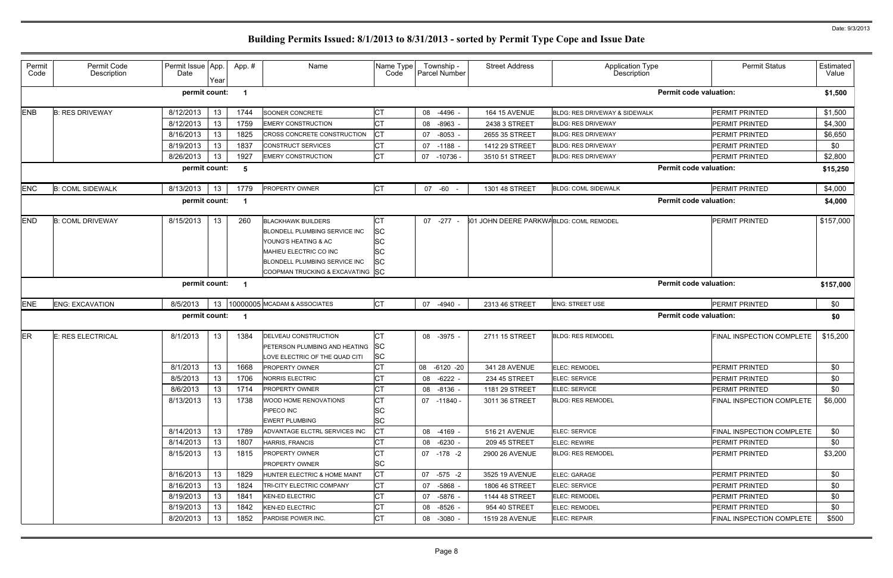# Building Permits Issued: 8/1/2013 to 8/31/2013 - sorted by Permit Type Cope and Issue Date

Date: 9/3/2013

| Permit Code | Permit Code Description | Permit Issue Date | App. Year | App. # | Name | Name Type Code | Township - Parcel Number | Street Address | Application Type Description | Permit Status | Estimated Value |
|---|---|---|---|---|---|---|---|---|---|---|---|
| | | **permit count:** | | **1** | | | | | **Permit code valuation:** | | **$1,500** |
| ENB | B: RES DRIVEWAY | 8/12/2013 | 13 | 1744 | SOONER CONCRETE | CT | 08 -4496 - | 164 15 AVENUE | BLDG: RES DRIVEWAY & SIDEWALK | PERMIT PRINTED | $1,500 |
| | | 8/12/2013 | 13 | 1759 | EMERY CONSTRUCTION | CT | 08 -8963 - | 2438 3 STREET | BLDG: RES DRIVEWAY | PERMIT PRINTED | $4,300 |
| | | 8/16/2013 | 13 | 1825 | CROSS CONCRETE CONSTRUCTION | CT | 07 -8053 - | 2655 35 STREET | BLDG: RES DRIVEWAY | PERMIT PRINTED | $6,650 |
| | | 8/19/2013 | 13 | 1837 | CONSTRUCT SERVICES | CT | 07 -1188 - | 1412 29 STREET | BLDG: RES DRIVEWAY | PERMIT PRINTED | $0 |
| | | 8/26/2013 | 13 | 1927 | EMERY CONSTRUCTION | CT | 07 -10736 - | 3510 51 STREET | BLDG: RES DRIVEWAY | PERMIT PRINTED | $2,800 |
| | | **permit count:** | | **5** | | | | | **Permit code valuation:** | | **$15,250** |
| ENC | B: COML SIDEWALK | 8/13/2013 | 13 | 1779 | PROPERTY OWNER | CT | 07 -60 - | 1301 48 STREET | BLDG: COML SIDEWALK | PERMIT PRINTED | $4,000 |
| | | **permit count:** | | **1** | | | | | **Permit code valuation:** | | **$4,000** |
| END | B: COML DRIVEWAY | 8/15/2013 | 13 | 260 | BLACKHAWK BUILDERS | CT | 07 -277 - | 601 JOHN DEERE PARKWAY | BLDG: COML REMODEL | PERMIT PRINTED | $157,000 |
| | | | | | BLONDELL PLUMBING SERVICE INC | SC | | | | | |
| | | | | | YOUNG'S HEATING & AC | SC | | | | | |
| | | | | | MAHIEU ELECTRIC CO INC | SC | | | | | |
| | | | | | BLONDELL PLUMBING SERVICE INC | SC | | | | | |
| | | | | | COOPMAN TRUCKING & EXCAVATING | SC | | | | | |
| | | **permit count:** | | **1** | | | | | **Permit code valuation:** | | **$157,000** |
| ENE | ENG: EXCAVATION | 8/5/2013 | 13 | 10000005 | MCADAM & ASSOCIATES | CT | 07 -4940 - | 2313 46 STREET | ENG: STREET USE | PERMIT PRINTED | $0 |
| | | **permit count:** | | **1** | | | | | **Permit code valuation:** | | **$0** |
| ER | E: RES ELECTRICAL | 8/1/2013 | 13 | 1384 | DELVEAU CONSTRUCTION | CT | 08 -3975 - | 2711 15 STREET | BLDG: RES REMODEL | FINAL INSPECTION COMPLETE | $15,200 |
| | | | | | PETERSON PLUMBING AND HEATING | SC | | | | | |
| | | | | | LOVE ELECTRIC OF THE QUAD CITI | SC | | | | | |
| | | 8/1/2013 | 13 | 1668 | PROPERTY OWNER | CT | 08 -6120 -20 | 341 28 AVENUE | ELEC: REMODEL | PERMIT PRINTED | $0 |
| | | 8/5/2013 | 13 | 1706 | NORRIS ELECTRIC | CT | 08 -6222 - | 234 45 STREET | ELEC: SERVICE | PERMIT PRINTED | $0 |
| | | 8/6/2013 | 13 | 1714 | PROPERTY OWNER | CT | 08 -8136 - | 1181 29 STREET | ELEC: SERVICE | PERMIT PRINTED | $0 |
| | | 8/13/2013 | 13 | 1738 | WOOD HOME RENOVATIONS | CT | 07 -11840 - | 3011 36 STREET | BLDG: RES REMODEL | FINAL INSPECTION COMPLETE | $6,000 |
| | | | | | PIPECO INC | SC | | | | | |
| | | | | | EWERT PLUMBING | SC | | | | | |
| | | 8/14/2013 | 13 | 1789 | ADVANTAGE ELCTRL SERVICES INC | CT | 08 -4169 - | 516 21 AVENUE | ELEC: SERVICE | FINAL INSPECTION COMPLETE | $0 |
| | | 8/14/2013 | 13 | 1807 | HARRIS, FRANCIS | CT | 08 -6230 - | 209 45 STREET | ELEC: REWIRE | PERMIT PRINTED | $0 |
| | | 8/15/2013 | 13 | 1815 | PROPERTY OWNER | CT | 07 -178 -2 | 2900 26 AVENUE | BLDG: RES REMODEL | PERMIT PRINTED | $3,200 |
| | | | | | PROPERTY OWNER | SC | | | | | |
| | | 8/16/2013 | 13 | 1829 | HUNTER ELECTRIC & HOME MAINT | CT | 07 -575 -2 | 3525 19 AVENUE | ELEC: GARAGE | PERMIT PRINTED | $0 |
| | | 8/16/2013 | 13 | 1824 | TRI-CITY ELECTRIC COMPANY | CT | 07 -5868 - | 1806 46 STREET | ELEC: SERVICE | PERMIT PRINTED | $0 |
| | | 8/19/2013 | 13 | 1841 | KEN-ED ELECTRIC | CT | 07 -5876 - | 1144 48 STREET | ELEC: REMODEL | PERMIT PRINTED | $0 |
| | | 8/19/2013 | 13 | 1842 | KEN-ED ELECTRIC | CT | 08 -8526 - | 954 40 STREET | ELEC: REMODEL | PERMIT PRINTED | $0 |
| | | 8/20/2013 | 13 | 1852 | PARDISE POWER INC. | CT | 08 -3080 - | 1519 28 AVENUE | ELEC: REPAIR | FINAL INSPECTION COMPLETE | $500 |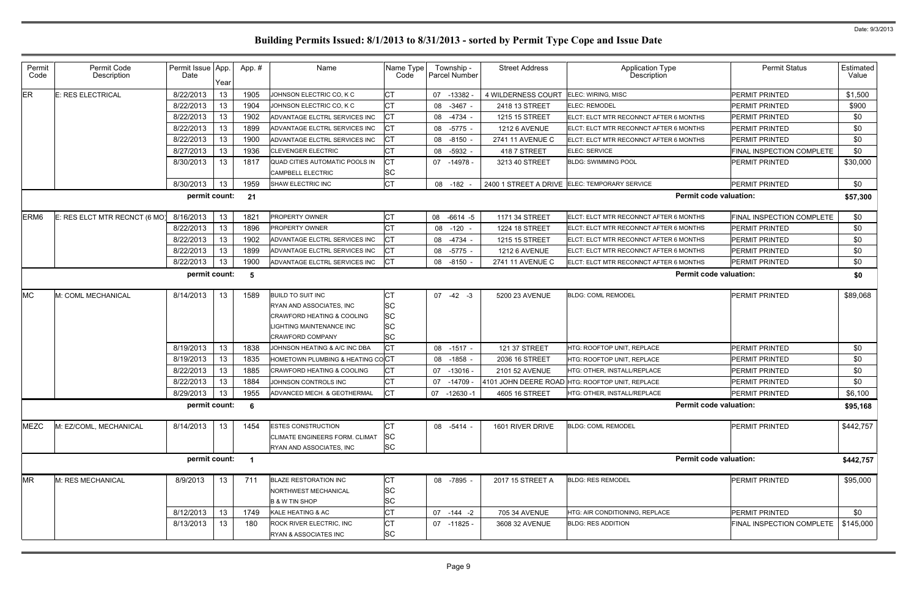# Building Permits Issued: 8/1/2013 to 8/31/2013 - sorted by Permit Type Cope and Issue Date

| Permit Code | Permit Code Description | Permit Issue Date | App. Year | App. # | Name | Name Type Code | Township - Parcel Number | Street Address | Application Type Description | Permit Status | Estimated Value |
|---|---|---|---|---|---|---|---|---|---|---|---|
| ER | E: RES ELECTRICAL | 8/22/2013 | 13 | 1905 | JOHNSON ELECTRIC CO, K C | CT | 07 -13382 - | 4 WILDERNESS COURT | ELEC: WIRING, MISC | PERMIT PRINTED | $1,500 |
| | | 8/22/2013 | 13 | 1904 | JOHNSON ELECTRIC CO, K C | CT | 08 -3467 - | 2418 13 STREET | ELEC: REMODEL | PERMIT PRINTED | $900 |
| | | 8/22/2013 | 13 | 1902 | ADVANTAGE ELCTRL SERVICES INC | CT | 08 -4734 - | 1215 15 STREET | ELCT: ELCT MTR RECONNCT AFTER 6 MONTHS | PERMIT PRINTED | $0 |
| | | 8/22/2013 | 13 | 1899 | ADVANTAGE ELCTRL SERVICES INC | CT | 08 -5775 - | 1212 6 AVENUE | ELCT: ELCT MTR RECONNCT AFTER 6 MONTHS | PERMIT PRINTED | $0 |
| | | 8/22/2013 | 13 | 1900 | ADVANTAGE ELCTRL SERVICES INC | CT | 08 -8150 - | 2741 11 AVENUE C | ELCT: ELCT MTR RECONNCT AFTER 6 MONTHS | PERMIT PRINTED | $0 |
| | | 8/27/2013 | 13 | 1936 | CLEVENGER ELECTRIC | CT | 08 -5932 - | 418 7 STREET | ELEC: SERVICE | FINAL INSPECTION COMPLETE | $0 |
| | | 8/30/2013 | 13 | 1817 | QUAD CITIES AUTOMATIC POOLS IN | CT | 07 -14978 - | 3213 40 STREET | BLDG: SWIMMING POOL | PERMIT PRINTED | $30,000 |
| | | | | | CAMPBELL ELECTRIC | SC | | | | | |
| | | 8/30/2013 | 13 | 1959 | SHAW ELECTRIC INC | CT | 08 -182 - | 2400 1 STREET A DRIVE | ELEC: TEMPORARY SERVICE | PERMIT PRINTED | $0 |
| | | permit count: | | 21 | | | | | Permit code valuation: | | $57,300 |
| ERM6 | E: RES ELCT MTR RECNCT (6 MO) | 8/16/2013 | 13 | 1821 | PROPERTY OWNER | CT | 08 -6614 -5 | 1171 34 STREET | ELCT: ELCT MTR RECONNCT AFTER 6 MONTHS | FINAL INSPECTION COMPLETE | $0 |
| | | 8/22/2013 | 13 | 1896 | PROPERTY OWNER | CT | 08 -120 - | 1224 18 STREET | ELCT: ELCT MTR RECONNCT AFTER 6 MONTHS | PERMIT PRINTED | $0 |
| | | 8/22/2013 | 13 | 1902 | ADVANTAGE ELCTRL SERVICES INC | CT | 08 -4734 - | 1215 15 STREET | ELCT: ELCT MTR RECONNCT AFTER 6 MONTHS | PERMIT PRINTED | $0 |
| | | 8/22/2013 | 13 | 1899 | ADVANTAGE ELCTRL SERVICES INC | CT | 08 -5775 - | 1212 6 AVENUE | ELCT: ELCT MTR RECONNCT AFTER 6 MONTHS | PERMIT PRINTED | $0 |
| | | 8/22/2013 | 13 | 1900 | ADVANTAGE ELCTRL SERVICES INC | CT | 08 -8150 - | 2741 11 AVENUE C | ELCT: ELCT MTR RECONNCT AFTER 6 MONTHS | PERMIT PRINTED | $0 |
| | | permit count: | | 5 | | | | | Permit code valuation: | | $0 |
| MC | M: COML MECHANICAL | 8/14/2013 | 13 | 1589 | BUILD TO SUIT INC | CT | 07 -42 -3 | 5200 23 AVENUE | BLDG: COML REMODEL | PERMIT PRINTED | $89,068 |
| | | | | | RYAN AND ASSOCIATES, INC | SC | | | | | |
| | | | | | CRAWFORD HEATING & COOLING | SC | | | | | |
| | | | | | LIGHTING MAINTENANCE INC | SC | | | | | |
| | | | | | CRAWFORD COMPANY | SC | | | | | |
| | | 8/19/2013 | 13 | 1838 | JOHNSON HEATING & A/C INC DBA | CT | 08 -1517 - | 121 37 STREET | HTG: ROOFTOP UNIT, REPLACE | PERMIT PRINTED | $0 |
| | | 8/19/2013 | 13 | 1835 | HOMETOWN PLUMBING & HEATING CO | CT | 08 -1858 - | 2036 16 STREET | HTG: ROOFTOP UNIT, REPLACE | PERMIT PRINTED | $0 |
| | | 8/22/2013 | 13 | 1885 | CRAWFORD HEATING & COOLING | CT | 07 -13016 - | 2101 52 AVENUE | HTG: OTHER, INSTALL/REPLACE | PERMIT PRINTED | $0 |
| | | 8/22/2013 | 13 | 1884 | JOHNSON CONTROLS INC | CT | 07 -14709 - | 4101 JOHN DEERE ROAD | HTG: ROOFTOP UNIT, REPLACE | PERMIT PRINTED | $0 |
| | | 8/29/2013 | 13 | 1955 | ADVANCED MECH. & GEOTHERMAL | CT | 07 -12630 -1 | 4605 16 STREET | HTG: OTHER, INSTALL/REPLACE | PERMIT PRINTED | $6,100 |
| | | permit count: | | 6 | | | | | Permit code valuation: | | $95,168 |
| MEZC | M: EZ/COML, MECHANICAL | 8/14/2013 | 13 | 1454 | ESTES CONSTRUCTION | CT | 08 -5414 - | 1601 RIVER DRIVE | BLDG: COML REMODEL | PERMIT PRINTED | $442,757 |
| | | | | | CLIMATE ENGINEERS FORM. CLIMAT | SC | | | | | |
| | | | | | RYAN AND ASSOCIATES, INC | SC | | | | | |
| | | permit count: | | 1 | | | | | Permit code valuation: | | $442,757 |
| MR | M: RES MECHANICAL | 8/9/2013 | 13 | 711 | BLAZE RESTORATION INC | CT | 08 -7895 - | 2017 15 STREET A | BLDG: RES REMODEL | PERMIT PRINTED | $95,000 |
| | | | | | NORTHWEST MECHANICAL | SC | | | | | |
| | | | | | B & W TIN SHOP | SC | | | | | |
| | | 8/12/2013 | 13 | 1749 | KALE HEATING & AC | CT | 07 -144 -2 | 705 34 AVENUE | HTG: AIR CONDITIONING, REPLACE | PERMIT PRINTED | $0 |
| | | 8/13/2013 | 13 | 180 | ROCK RIVER ELECTRIC, INC | CT | 07 -11825 - | 3608 32 AVENUE | BLDG: RES ADDITION | FINAL INSPECTION COMPLETE | $145,000 |
| | | | | | RYAN & ASSOCIATES INC | SC | | | | | |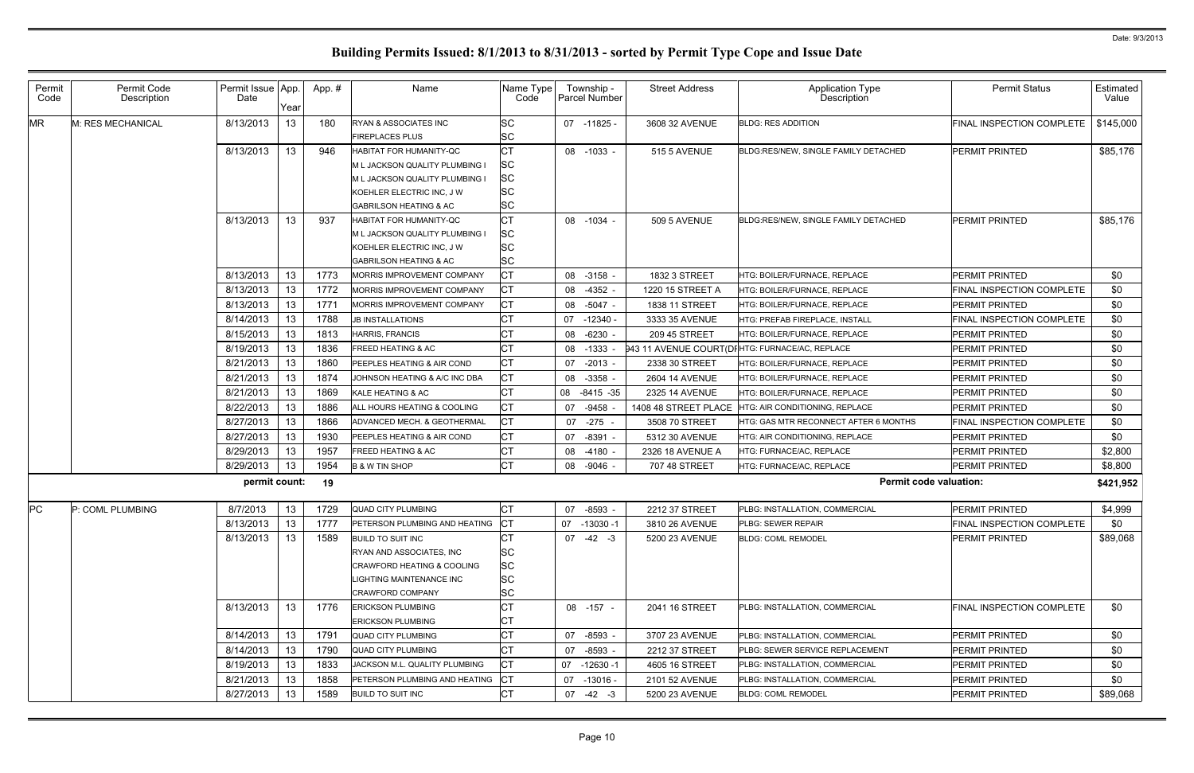# Building Permits Issued: 8/1/2013 to 8/31/2013 - sorted by Permit Type Cope and Issue Date

Date: 9/3/2013

| Permit Code | Permit Code Description | Permit Issue Date | App. Year | App. # | Name | Name Type Code | Township - Parcel Number | Street Address | Application Type Description | Permit Status | Estimated Value |
|---|---|---|---|---|---|---|---|---|---|---|---|
| MR | M: RES MECHANICAL | 8/13/2013 | 13 | 180 | RYAN & ASSOCIATES INC | SC | 07 -11825 - | 3608 32 AVENUE | BLDG: RES ADDITION | FINAL INSPECTION COMPLETE | $145,000 |
| | | | | | FIREPLACES PLUS | SC | | | | | |
| | | 8/13/2013 | 13 | 946 | HABITAT FOR HUMANITY-QC | CT | 08 -1033 - | 515 5 AVENUE | BLDG:RES/NEW, SINGLE FAMILY DETACHED | PERMIT PRINTED | $85,176 |
| | | | | | M L JACKSON QUALITY PLUMBING I | SC | | | | | |
| | | | | | M L JACKSON QUALITY PLUMBING I | SC | | | | | |
| | | | | | KOEHLER ELECTRIC INC, J W | SC | | | | | |
| | | | | | GABRILSON HEATING & AC | SC | | | | | |
| | | 8/13/2013 | 13 | 937 | HABITAT FOR HUMANITY-QC | CT | 08 -1034 - | 509 5 AVENUE | BLDG:RES/NEW, SINGLE FAMILY DETACHED | PERMIT PRINTED | $85,176 |
| | | | | | M L JACKSON QUALITY PLUMBING I | SC | | | | | |
| | | | | | KOEHLER ELECTRIC INC, J W | SC | | | | | |
| | | | | | GABRILSON HEATING & AC | SC | | | | | |
| | | 8/13/2013 | 13 | 1773 | MORRIS IMPROVEMENT COMPANY | CT | 08 -3158 - | 1832 3 STREET | HTG: BOILER/FURNACE, REPLACE | PERMIT PRINTED | $0 |
| | | 8/13/2013 | 13 | 1772 | MORRIS IMPROVEMENT COMPANY | CT | 08 -4352 - | 1220 15 STREET A | HTG: BOILER/FURNACE, REPLACE | FINAL INSPECTION COMPLETE | $0 |
| | | 8/13/2013 | 13 | 1771 | MORRIS IMPROVEMENT COMPANY | CT | 08 -5047 - | 1838 11 STREET | HTG: BOILER/FURNACE, REPLACE | PERMIT PRINTED | $0 |
| | | 8/14/2013 | 13 | 1788 | JB INSTALLATIONS | CT | 07 -12340 - | 3333 35 AVENUE | HTG: PREFAB FIREPLACE, INSTALL | FINAL INSPECTION COMPLETE | $0 |
| | | 8/15/2013 | 13 | 1813 | HARRIS, FRANCIS | CT | 08 -6230 - | 209 45 STREET | HTG: BOILER/FURNACE, REPLACE | PERMIT PRINTED | $0 |
| | | 8/19/2013 | 13 | 1836 | FREED HEATING & AC | CT | 08 -1333 - | 943 11 AVENUE COURT(DF | HTG: FURNACE/AC, REPLACE | PERMIT PRINTED | $0 |
| | | 8/21/2013 | 13 | 1860 | PEEPLES HEATING & AIR COND | CT | 07 -2013 - | 2338 30 STREET | HTG: BOILER/FURNACE, REPLACE | PERMIT PRINTED | $0 |
| | | 8/21/2013 | 13 | 1874 | JOHNSON HEATING & A/C INC DBA | CT | 08 -3358 - | 2604 14 AVENUE | HTG: BOILER/FURNACE, REPLACE | PERMIT PRINTED | $0 |
| | | 8/21/2013 | 13 | 1869 | KALE HEATING & AC | CT | 08 -8415 -35 | 2325 14 AVENUE | HTG: BOILER/FURNACE, REPLACE | PERMIT PRINTED | $0 |
| | | 8/22/2013 | 13 | 1886 | ALL HOURS HEATING & COOLING | CT | 07 -9458 - | 1408 48 STREET PLACE | HTG: AIR CONDITIONING, REPLACE | PERMIT PRINTED | $0 |
| | | 8/27/2013 | 13 | 1866 | ADVANCED MECH. & GEOTHERMAL | CT | 07 -275 - | 3508 70 STREET | HTG: GAS MTR RECONNECT AFTER 6 MONTHS | FINAL INSPECTION COMPLETE | $0 |
| | | 8/27/2013 | 13 | 1930 | PEEPLES HEATING & AIR COND | CT | 07 -8391 - | 5312 30 AVENUE | HTG: AIR CONDITIONING, REPLACE | PERMIT PRINTED | $0 |
| | | 8/29/2013 | 13 | 1957 | FREED HEATING & AC | CT | 08 -4180 - | 2326 18 AVENUE A | HTG: FURNACE/AC, REPLACE | PERMIT PRINTED | $2,800 |
| | | 8/29/2013 | 13 | 1954 | B & W TIN SHOP | CT | 08 -9046 - | 707 48 STREET | HTG: FURNACE/AC, REPLACE | PERMIT PRINTED | $8,800 |
| | | **permit count:** | | **19** | | | | | **Permit code valuation:** | | **$421,952** |
| PC | P: COML PLUMBING | 8/7/2013 | 13 | 1729 | QUAD CITY PLUMBING | CT | 07 -8593 - | 2212 37 STREET | PLBG: INSTALLATION, COMMERCIAL | PERMIT PRINTED | $4,999 |
| | | 8/13/2013 | 13 | 1777 | PETERSON PLUMBING AND HEATING | CT | 07 -13030 -1 | 3810 26 AVENUE | PLBG: SEWER REPAIR | FINAL INSPECTION COMPLETE | $0 |
| | | 8/13/2013 | 13 | 1589 | BUILD TO SUIT INC | CT | 07 -42 -3 | 5200 23 AVENUE | BLDG: COML REMODEL | PERMIT PRINTED | $89,068 |
| | | | | | RYAN AND ASSOCIATES, INC | SC | | | | | |
| | | | | | CRAWFORD HEATING & COOLING | SC | | | | | |
| | | | | | LIGHTING MAINTENANCE INC | SC | | | | | |
| | | | | | CRAWFORD COMPANY | SC | | | | | |
| | | 8/13/2013 | 13 | 1776 | ERICKSON PLUMBING | CT | 08 -157 - | 2041 16 STREET | PLBG: INSTALLATION, COMMERCIAL | FINAL INSPECTION COMPLETE | $0 |
| | | | | | ERICKSON PLUMBING | CT | | | | | |
| | | 8/14/2013 | 13 | 1791 | QUAD CITY PLUMBING | CT | 07 -8593 - | 3707 23 AVENUE | PLBG: INSTALLATION, COMMERCIAL | PERMIT PRINTED | $0 |
| | | 8/14/2013 | 13 | 1790 | QUAD CITY PLUMBING | CT | 07 -8593 - | 2212 37 STREET | PLBG: SEWER SERVICE REPLACEMENT | PERMIT PRINTED | $0 |
| | | 8/19/2013 | 13 | 1833 | JACKSON M.L. QUALITY PLUMBING | CT | 07 -12630 -1 | 4605 16 STREET | PLBG: INSTALLATION, COMMERCIAL | PERMIT PRINTED | $0 |
| | | 8/21/2013 | 13 | 1858 | PETERSON PLUMBING AND HEATING | CT | 07 -13016 - | 2101 52 AVENUE | PLBG: INSTALLATION, COMMERCIAL | PERMIT PRINTED | $0 |
| | | 8/27/2013 | 13 | 1589 | BUILD TO SUIT INC | CT | 07 -42 -3 | 5200 23 AVENUE | BLDG: COML REMODEL | PERMIT PRINTED | $89,068 |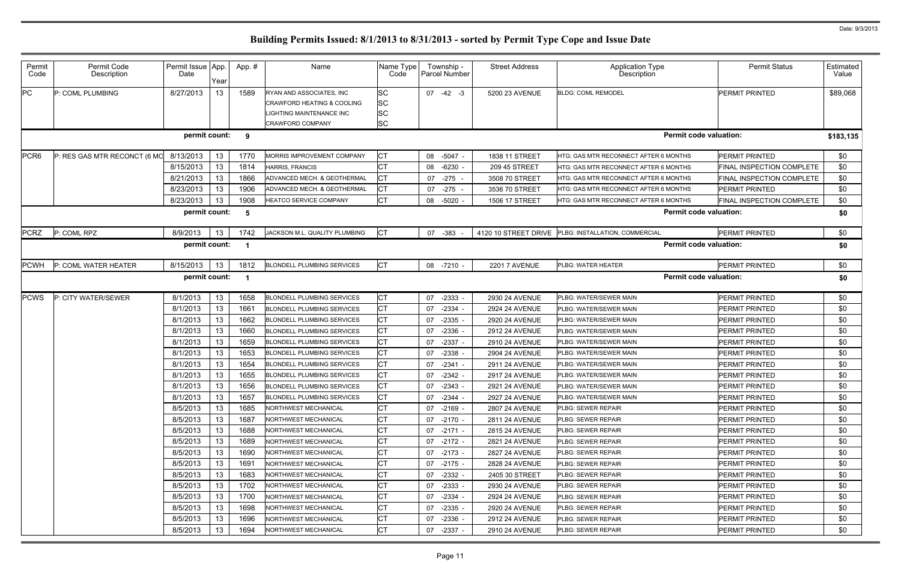# Building Permits Issued: 8/1/2013 to 8/31/2013 - sorted by Permit Type Cope and Issue Date

Date: 9/3/2013

| Permit Code | Permit Code Description | Permit Issue Date | App. Year | App. # | Name | Name Type Code | Township - Parcel Number | Street Address | Application Type Description | Permit Status | Estimated Value |
|---|---|---|---|---|---|---|---|---|---|---|---|
| PC | P: COML PLUMBING | 8/27/2013 | 13 | 1589 | RYAN AND ASSOCIATES, INC | SC | 07 -42 -3 | 5200 23 AVENUE | BLDG: COML REMODEL | PERMIT PRINTED | $89,068 |
| | | | | | CRAWFORD HEATING & COOLING | SC | | | | | |
| | | | | | LIGHTING MAINTENANCE INC | SC | | | | | |
| | | | | | CRAWFORD COMPANY | SC | | | | | |
| | | permit count: | | 9 | | | | | Permit code valuation: | | $183,135 |
| PCR6 | P: RES GAS MTR RECONCT (6 MO | 8/13/2013 | 13 | 1770 | MORRIS IMPROVEMENT COMPANY | CT | 08 -5047 - | 1838 11 STREET | HTG: GAS MTR RECONNECT AFTER 6 MONTHS | PERMIT PRINTED | $0 |
| | | 8/15/2013 | 13 | 1814 | HARRIS, FRANCIS | CT | 08 -6230 - | 209 45 STREET | HTG: GAS MTR RECONNECT AFTER 6 MONTHS | FINAL INSPECTION COMPLETE | $0 |
| | | 8/21/2013 | 13 | 1866 | ADVANCED MECH. & GEOTHERMAL | CT | 07 -275 - | 3508 70 STREET | HTG: GAS MTR RECONNECT AFTER 6 MONTHS | FINAL INSPECTION COMPLETE | $0 |
| | | 8/23/2013 | 13 | 1906 | ADVANCED MECH. & GEOTHERMAL | CT | 07 -275 - | 3536 70 STREET | HTG: GAS MTR RECONNECT AFTER 6 MONTHS | PERMIT PRINTED | $0 |
| | | 8/23/2013 | 13 | 1908 | HEATCO SERVICE COMPANY | CT | 08 -5020 - | 1506 17 STREET | HTG: GAS MTR RECONNECT AFTER 6 MONTHS | FINAL INSPECTION COMPLETE | $0 |
| | | permit count: | | 5 | | | | | Permit code valuation: | | $0 |
| PCRZ | P: COML RPZ | 8/9/2013 | 13 | 1742 | JACKSON M.L. QUALITY PLUMBING | CT | 07 -383 - | 4120 10 STREET DRIVE | PLBG: INSTALLATION, COMMERCIAL | PERMIT PRINTED | $0 |
| | | permit count: | | 1 | | | | | Permit code valuation: | | $0 |
| PCWH | P: COML WATER HEATER | 8/15/2013 | 13 | 1812 | BLONDELL PLUMBING SERVICES | CT | 08 -7210 - | 2201 7 AVENUE | PLBG: WATER HEATER | PERMIT PRINTED | $0 |
| | | permit count: | | 1 | | | | | Permit code valuation: | | $0 |
| PCWS | P: CITY WATER/SEWER | 8/1/2013 | 13 | 1658 | BLONDELL PLUMBING SERVICES | CT | 07 -2333 - | 2930 24 AVENUE | PLBG: WATER/SEWER MAIN | PERMIT PRINTED | $0 |
| | | 8/1/2013 | 13 | 1661 | BLONDELL PLUMBING SERVICES | CT | 07 -2334 - | 2924 24 AVENUE | PLBG: WATER/SEWER MAIN | PERMIT PRINTED | $0 |
| | | 8/1/2013 | 13 | 1662 | BLONDELL PLUMBING SERVICES | CT | 07 -2335 - | 2920 24 AVENUE | PLBG: WATER/SEWER MAIN | PERMIT PRINTED | $0 |
| | | 8/1/2013 | 13 | 1660 | BLONDELL PLUMBING SERVICES | CT | 07 -2336 - | 2912 24 AVENUE | PLBG: WATER/SEWER MAIN | PERMIT PRINTED | $0 |
| | | 8/1/2013 | 13 | 1659 | BLONDELL PLUMBING SERVICES | CT | 07 -2337 - | 2910 24 AVENUE | PLBG: WATER/SEWER MAIN | PERMIT PRINTED | $0 |
| | | 8/1/2013 | 13 | 1653 | BLONDELL PLUMBING SERVICES | CT | 07 -2338 - | 2904 24 AVENUE | PLBG: WATER/SEWER MAIN | PERMIT PRINTED | $0 |
| | | 8/1/2013 | 13 | 1654 | BLONDELL PLUMBING SERVICES | CT | 07 -2341 - | 2911 24 AVENUE | PLBG: WATER/SEWER MAIN | PERMIT PRINTED | $0 |
| | | 8/1/2013 | 13 | 1655 | BLONDELL PLUMBING SERVICES | CT | 07 -2342 - | 2917 24 AVENUE | PLBG: WATER/SEWER MAIN | PERMIT PRINTED | $0 |
| | | 8/1/2013 | 13 | 1656 | BLONDELL PLUMBING SERVICES | CT | 07 -2343 - | 2921 24 AVENUE | PLBG: WATER/SEWER MAIN | PERMIT PRINTED | $0 |
| | | 8/1/2013 | 13 | 1657 | BLONDELL PLUMBING SERVICES | CT | 07 -2344 - | 2927 24 AVENUE | PLBG: WATER/SEWER MAIN | PERMIT PRINTED | $0 |
| | | 8/5/2013 | 13 | 1685 | NORTHWEST MECHANICAL | CT | 07 -2169 - | 2807 24 AVENUE | PLBG: SEWER REPAIR | PERMIT PRINTED | $0 |
| | | 8/5/2013 | 13 | 1687 | NORTHWEST MECHANICAL | CT | 07 -2170 - | 2811 24 AVENUE | PLBG: SEWER REPAIR | PERMIT PRINTED | $0 |
| | | 8/5/2013 | 13 | 1688 | NORTHWEST MECHANICAL | CT | 07 -2171 - | 2815 24 AVENUE | PLBG: SEWER REPAIR | PERMIT PRINTED | $0 |
| | | 8/5/2013 | 13 | 1689 | NORTHWEST MECHANICAL | CT | 07 -2172 - | 2821 24 AVENUE | PLBG: SEWER REPAIR | PERMIT PRINTED | $0 |
| | | 8/5/2013 | 13 | 1690 | NORTHWEST MECHANICAL | CT | 07 -2173 - | 2827 24 AVENUE | PLBG: SEWER REPAIR | PERMIT PRINTED | $0 |
| | | 8/5/2013 | 13 | 1691 | NORTHWEST MECHANICAL | CT | 07 -2175 - | 2828 24 AVENUE | PLBG: SEWER REPAIR | PERMIT PRINTED | $0 |
| | | 8/5/2013 | 13 | 1683 | NORTHWEST MECHANICAL | CT | 07 -2332 - | 2405 30 STREET | PLBG: SEWER REPAIR | PERMIT PRINTED | $0 |
| | | 8/5/2013 | 13 | 1702 | NORTHWEST MECHANICAL | CT | 07 -2333 - | 2930 24 AVENUE | PLBG: SEWER REPAIR | PERMIT PRINTED | $0 |
| | | 8/5/2013 | 13 | 1700 | NORTHWEST MECHANICAL | CT | 07 -2334 - | 2924 24 AVENUE | PLBG: SEWER REPAIR | PERMIT PRINTED | $0 |
| | | 8/5/2013 | 13 | 1698 | NORTHWEST MECHANICAL | CT | 07 -2335 - | 2920 24 AVENUE | PLBG: SEWER REPAIR | PERMIT PRINTED | $0 |
| | | 8/5/2013 | 13 | 1696 | NORTHWEST MECHANICAL | CT | 07 -2336 - | 2912 24 AVENUE | PLBG: SEWER REPAIR | PERMIT PRINTED | $0 |
| | | 8/5/2013 | 13 | 1694 | NORTHWEST MECHANICAL | CT | 07 -2337 - | 2910 24 AVENUE | PLBG: SEWER REPAIR | PERMIT PRINTED | $0 |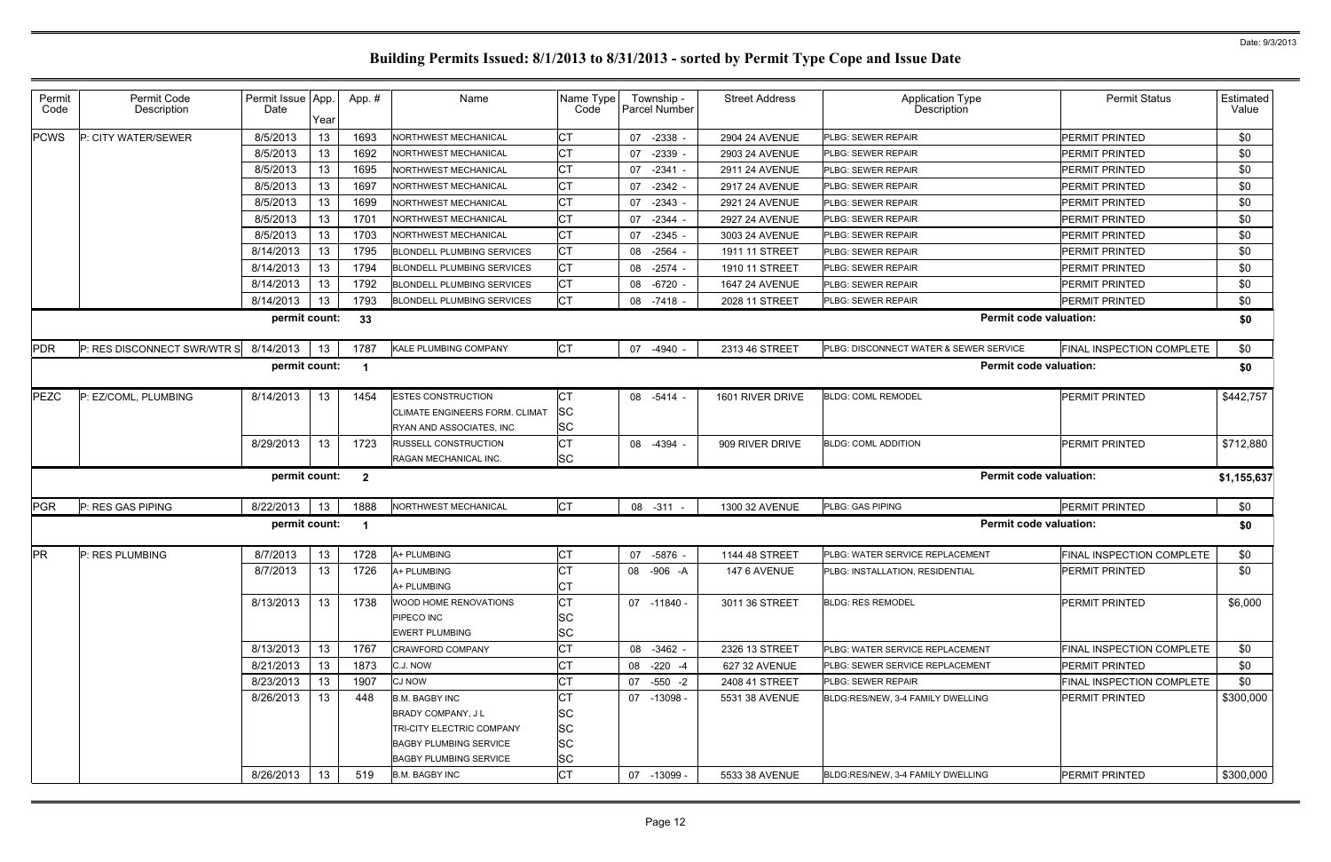# Building Permits Issued: 8/1/2013 to 8/31/2013 - sorted by Permit Type Cope and Issue Date

Date: 9/3/2013

| Permit Code | Permit Code Description | Permit Issue Date | App. Year | App. # | Name | Name Type Code | Township - Parcel Number | Street Address | Application Type Description | Permit Status | Estimated Value |
|---|---|---|---|---|---|---|---|---|---|---|---|
| PCWS | P: CITY WATER/SEWER | 8/5/2013 | 13 | 1693 | NORTHWEST MECHANICAL | CT | 07 -2338 - | 2904 24 AVENUE | PLBG: SEWER REPAIR | PERMIT PRINTED | $0 |
| | | 8/5/2013 | 13 | 1692 | NORTHWEST MECHANICAL | CT | 07 -2339 - | 2903 24 AVENUE | PLBG: SEWER REPAIR | PERMIT PRINTED | $0 |
| | | 8/5/2013 | 13 | 1695 | NORTHWEST MECHANICAL | CT | 07 -2341 - | 2911 24 AVENUE | PLBG: SEWER REPAIR | PERMIT PRINTED | $0 |
| | | 8/5/2013 | 13 | 1697 | NORTHWEST MECHANICAL | CT | 07 -2342 - | 2917 24 AVENUE | PLBG: SEWER REPAIR | PERMIT PRINTED | $0 |
| | | 8/5/2013 | 13 | 1699 | NORTHWEST MECHANICAL | CT | 07 -2343 - | 2921 24 AVENUE | PLBG: SEWER REPAIR | PERMIT PRINTED | $0 |
| | | 8/5/2013 | 13 | 1701 | NORTHWEST MECHANICAL | CT | 07 -2344 - | 2927 24 AVENUE | PLBG: SEWER REPAIR | PERMIT PRINTED | $0 |
| | | 8/5/2013 | 13 | 1703 | NORTHWEST MECHANICAL | CT | 07 -2345 - | 3003 24 AVENUE | PLBG: SEWER REPAIR | PERMIT PRINTED | $0 |
| | | 8/14/2013 | 13 | 1795 | BLONDELL PLUMBING SERVICES | CT | 08 -2564 - | 1911 11 STREET | PLBG: SEWER REPAIR | PERMIT PRINTED | $0 |
| | | 8/14/2013 | 13 | 1794 | BLONDELL PLUMBING SERVICES | CT | 08 -2574 - | 1910 11 STREET | PLBG: SEWER REPAIR | PERMIT PRINTED | $0 |
| | | 8/14/2013 | 13 | 1792 | BLONDELL PLUMBING SERVICES | CT | 08 -6720 - | 1647 24 AVENUE | PLBG: SEWER REPAIR | PERMIT PRINTED | $0 |
| | | 8/14/2013 | 13 | 1793 | BLONDELL PLUMBING SERVICES | CT | 08 -7418 - | 2028 11 STREET | PLBG: SEWER REPAIR | PERMIT PRINTED | $0 |
| | | permit count: | | 33 | | | | | Permit code valuation: | | $0 |
| PDR | P: RES DISCONNECT SWR/WTR S | 8/14/2013 | 13 | 1787 | KALE PLUMBING COMPANY | CT | 07 -4940 - | 2313 46 STREET | PLBG: DISCONNECT WATER & SEWER SERVICE | FINAL INSPECTION COMPLETE | $0 |
| | | permit count: | | 1 | | | | | Permit code valuation: | | $0 |
| PEZC | P: EZ/COML, PLUMBING | 8/14/2013 | 13 | 1454 | ESTES CONSTRUCTION | CT | 08 -5414 - | 1601 RIVER DRIVE | BLDG: COML REMODEL | PERMIT PRINTED | $442,757 |
| | | | | | CLIMATE ENGINEERS FORM. CLIMAT | SC | | | | | |
| | | | | | RYAN AND ASSOCIATES, INC | SC | | | | | |
| | | 8/29/2013 | 13 | 1723 | RUSSELL CONSTRUCTION | CT | 08 -4394 - | 909 RIVER DRIVE | BLDG: COML ADDITION | PERMIT PRINTED | $712,880 |
| | | | | | RAGAN MECHANICAL INC. | SC | | | | | |
| | | permit count: | | 2 | | | | | Permit code valuation: | | $1,155,637 |
| PGR | P: RES GAS PIPING | 8/22/2013 | 13 | 1888 | NORTHWEST MECHANICAL | CT | 08 -311 - | 1300 32 AVENUE | PLBG: GAS PIPING | PERMIT PRINTED | $0 |
| | | permit count: | | 1 | | | | | Permit code valuation: | | $0 |
| PR | P: RES PLUMBING | 8/7/2013 | 13 | 1728 | A+ PLUMBING | CT | 07 -5876 - | 1144 48 STREET | PLBG: WATER SERVICE REPLACEMENT | FINAL INSPECTION COMPLETE | $0 |
| | | 8/7/2013 | 13 | 1726 | A+ PLUMBING | CT | 08 -906 -A | 147 6 AVENUE | PLBG: INSTALLATION, RESIDENTIAL | PERMIT PRINTED | $0 |
| | | | | | A+ PLUMBING | CT | | | | | |
| | | 8/13/2013 | 13 | 1738 | WOOD HOME RENOVATIONS | CT | 07 -11840 - | 3011 36 STREET | BLDG: RES REMODEL | PERMIT PRINTED | $6,000 |
| | | | | | PIPECO INC | SC | | | | | |
| | | | | | EWERT PLUMBING | SC | | | | | |
| | | 8/13/2013 | 13 | 1767 | CRAWFORD COMPANY | CT | 08 -3462 - | 2326 13 STREET | PLBG: WATER SERVICE REPLACEMENT | FINAL INSPECTION COMPLETE | $0 |
| | | 8/21/2013 | 13 | 1873 | C.J. NOW | CT | 08 -220 -4 | 627 32 AVENUE | PLBG: SEWER SERVICE REPLACEMENT | PERMIT PRINTED | $0 |
| | | 8/23/2013 | 13 | 1907 | CJ NOW | CT | 07 -550 -2 | 2408 41 STREET | PLBG: SEWER REPAIR | FINAL INSPECTION COMPLETE | $0 |
| | | 8/26/2013 | 13 | 448 | B.M. BAGBY INC | CT | 07 -13098 - | 5531 38 AVENUE | BLDG:RES/NEW, 3-4 FAMILY DWELLING | PERMIT PRINTED | $300,000 |
| | | | | | BRADY COMPANY, J L | SC | | | | | |
| | | | | | TRI-CITY ELECTRIC COMPANY | SC | | | | | |
| | | | | | BAGBY PLUMBING SERVICE | SC | | | | | |
| | | | | | BAGBY PLUMBING SERVICE | SC | | | | | |
| | | 8/26/2013 | 13 | 519 | B.M. BAGBY INC | CT | 07 -13099 - | 5533 38 AVENUE | BLDG:RES/NEW, 3-4 FAMILY DWELLING | PERMIT PRINTED | $300,000 |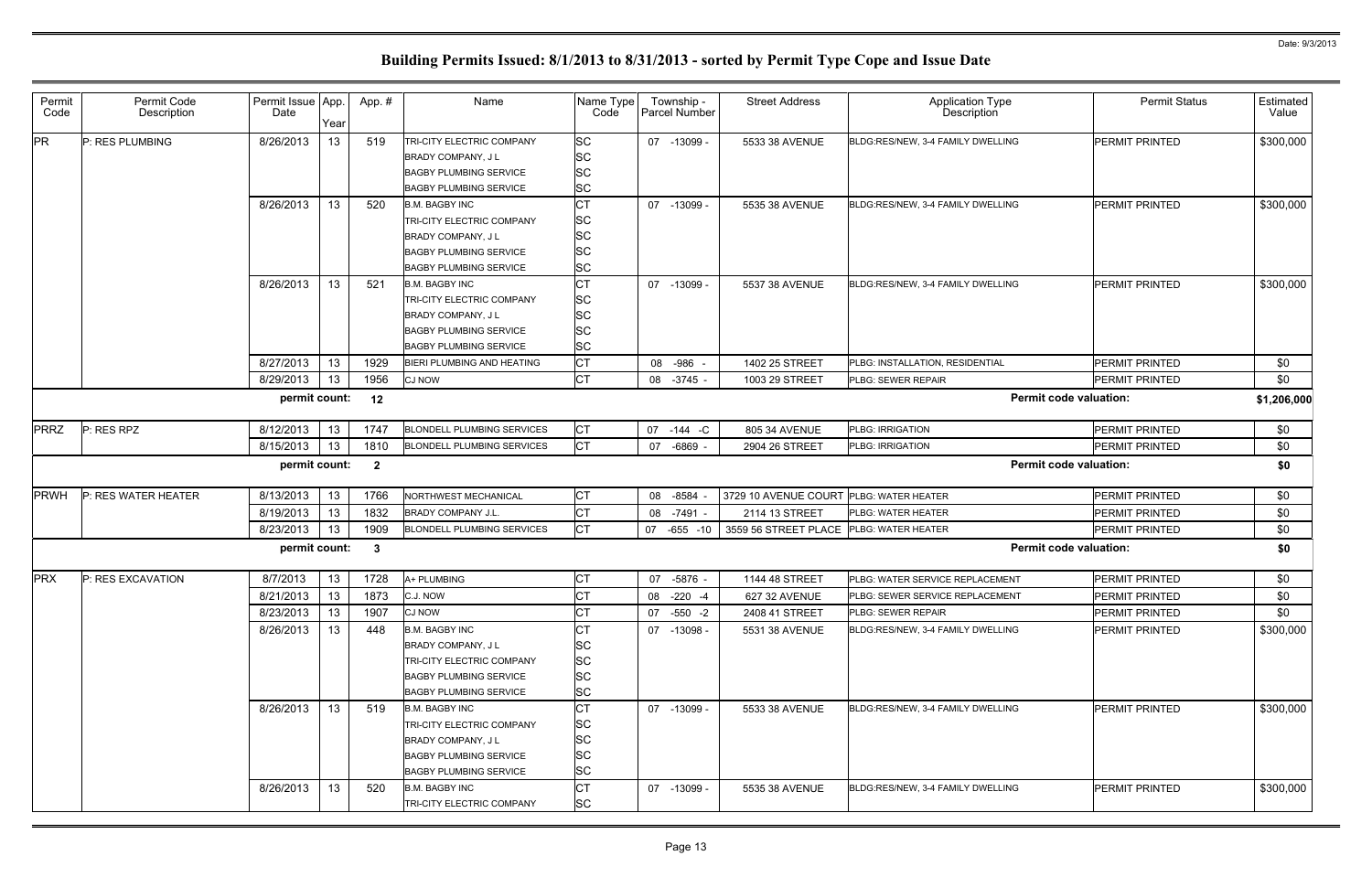# Building Permits Issued: 8/1/2013 to 8/31/2013 - sorted by Permit Type Cope and Issue Date

Date: 9/3/2013

| Permit Code | Permit Code Description | Permit Issue Date | App. Year | App. # | Name | Name Type Code | Township - Parcel Number | Street Address | Application Type Description | Permit Status | Estimated Value |
|---|---|---|---|---|---|---|---|---|---|---|---|
| PR | P: RES PLUMBING | 8/26/2013 | 13 | 519 | TRI-CITY ELECTRIC COMPANY | SC | 07 -13099 - | 5533 38 AVENUE | BLDG:RES/NEW, 3-4 FAMILY DWELLING | PERMIT PRINTED | $300,000 |
| | | | | | BRADY COMPANY, J L | SC | | | | | |
| | | | | | BAGBY PLUMBING SERVICE | SC | | | | | |
| | | | | | BAGBY PLUMBING SERVICE | SC | | | | | |
| | | 8/26/2013 | 13 | 520 | B.M. BAGBY INC | CT | 07 -13099 - | 5535 38 AVENUE | BLDG:RES/NEW, 3-4 FAMILY DWELLING | PERMIT PRINTED | $300,000 |
| | | | | | TRI-CITY ELECTRIC COMPANY | SC | | | | | |
| | | | | | BRADY COMPANY, J L | SC | | | | | |
| | | | | | BAGBY PLUMBING SERVICE | SC | | | | | |
| | | | | | BAGBY PLUMBING SERVICE | SC | | | | | |
| | | 8/26/2013 | 13 | 521 | B.M. BAGBY INC | CT | 07 -13099 - | 5537 38 AVENUE | BLDG:RES/NEW, 3-4 FAMILY DWELLING | PERMIT PRINTED | $300,000 |
| | | | | | TRI-CITY ELECTRIC COMPANY | SC | | | | | |
| | | | | | BRADY COMPANY, J L | SC | | | | | |
| | | | | | BAGBY PLUMBING SERVICE | SC | | | | | |
| | | | | | BAGBY PLUMBING SERVICE | SC | | | | | |
| | | 8/27/2013 | 13 | 1929 | BIERI PLUMBING AND HEATING | CT | 08 -986 - | 1402 25 STREET | PLBG: INSTALLATION, RESIDENTIAL | PERMIT PRINTED | $0 |
| | | 8/29/2013 | 13 | 1956 | CJ NOW | CT | 08 -3745 - | 1003 29 STREET | PLBG: SEWER REPAIR | PERMIT PRINTED | $0 |
| | | **permit count:** | | **12** | | | | | **Permit code valuation:** | | **$1,206,000** |
| PRRZ | P: RES RPZ | 8/12/2013 | 13 | 1747 | BLONDELL PLUMBING SERVICES | CT | 07 -144 -C | 805 34 AVENUE | PLBG: IRRIGATION | PERMIT PRINTED | $0 |
| | | 8/15/2013 | 13 | 1810 | BLONDELL PLUMBING SERVICES | CT | 07 -6869 - | 2904 26 STREET | PLBG: IRRIGATION | PERMIT PRINTED | $0 |
| | | **permit count:** | | **2** | | | | | **Permit code valuation:** | | **$0** |
| PRWH | P: RES WATER HEATER | 8/13/2013 | 13 | 1766 | NORTHWEST MECHANICAL | CT | 08 -8584 - | 3729 10 AVENUE COURT | PLBG: WATER HEATER | PERMIT PRINTED | $0 |
| | | 8/19/2013 | 13 | 1832 | BRADY COMPANY J.L. | CT | 08 -7491 - | 2114 13 STREET | PLBG: WATER HEATER | PERMIT PRINTED | $0 |
| | | 8/23/2013 | 13 | 1909 | BLONDELL PLUMBING SERVICES | CT | 07 -655 -10 | 3559 56 STREET PLACE | PLBG: WATER HEATER | PERMIT PRINTED | $0 |
| | | **permit count:** | | **3** | | | | | **Permit code valuation:** | | **$0** |
| PRX | P: RES EXCAVATION | 8/7/2013 | 13 | 1728 | A+ PLUMBING | CT | 07 -5876 - | 1144 48 STREET | PLBG: WATER SERVICE REPLACEMENT | PERMIT PRINTED | $0 |
| | | 8/21/2013 | 13 | 1873 | C.J. NOW | CT | 08 -220 -4 | 627 32 AVENUE | PLBG: SEWER SERVICE REPLACEMENT | PERMIT PRINTED | $0 |
| | | 8/23/2013 | 13 | 1907 | CJ NOW | CT | 07 -550 -2 | 2408 41 STREET | PLBG: SEWER REPAIR | PERMIT PRINTED | $0 |
| | | 8/26/2013 | 13 | 448 | B.M. BAGBY INC | CT | 07 -13098 - | 5531 38 AVENUE | BLDG:RES/NEW, 3-4 FAMILY DWELLING | PERMIT PRINTED | $300,000 |
| | | | | | BRADY COMPANY, J L | SC | | | | | |
| | | | | | TRI-CITY ELECTRIC COMPANY | SC | | | | | |
| | | | | | BAGBY PLUMBING SERVICE | SC | | | | | |
| | | | | | BAGBY PLUMBING SERVICE | SC | | | | | |
| | | 8/26/2013 | 13 | 519 | B.M. BAGBY INC | CT | 07 -13099 - | 5533 38 AVENUE | BLDG:RES/NEW, 3-4 FAMILY DWELLING | PERMIT PRINTED | $300,000 |
| | | | | | TRI-CITY ELECTRIC COMPANY | SC | | | | | |
| | | | | | BRADY COMPANY, J L | SC | | | | | |
| | | | | | BAGBY PLUMBING SERVICE | SC | | | | | |
| | | | | | BAGBY PLUMBING SERVICE | SC | | | | | |
| | | 8/26/2013 | 13 | 520 | B.M. BAGBY INC | CT | 07 -13099 - | 5535 38 AVENUE | BLDG:RES/NEW, 3-4 FAMILY DWELLING | PERMIT PRINTED | $300,000 |
| | | | | | TRI-CITY ELECTRIC COMPANY | SC | | | | | |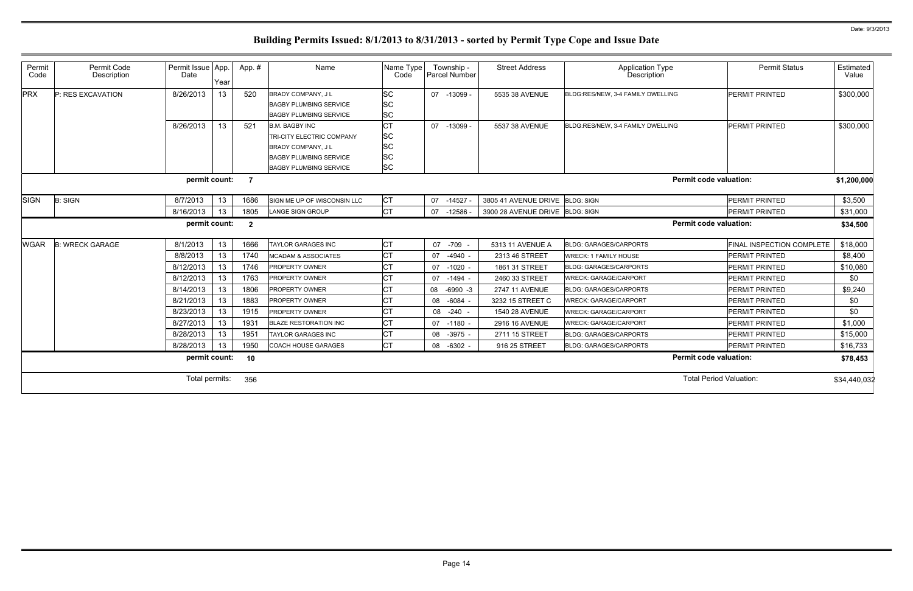# Building Permits Issued: 8/1/2013 to 8/31/2013 - sorted by Permit Type Cope and Issue Date

Date: 9/3/2013

| Permit Code | Permit Code Description | Permit Issue Date | App. Year | App. # | Name | Name Type Code | Township - Parcel Number | Street Address | Application Type Description | Permit Status | Estimated Value |
|---|---|---|---|---|---|---|---|---|---|---|---|
| PRX | P: RES EXCAVATION | 8/26/2013 | 13 | 520 | BRADY COMPANY, J L | SC | 07 -13099 - | 5535 38 AVENUE | BLDG:RES/NEW, 3-4 FAMILY DWELLING | PERMIT PRINTED | $300,000 |
| | | | | | BAGBY PLUMBING SERVICE | SC | | | | | |
| | | | | | BAGBY PLUMBING SERVICE | SC | | | | | |
| | | 8/26/2013 | 13 | 521 | B.M. BAGBY INC | CT | 07 -13099 - | 5537 38 AVENUE | BLDG:RES/NEW, 3-4 FAMILY DWELLING | PERMIT PRINTED | $300,000 |
| | | | | | TRI-CITY ELECTRIC COMPANY | SC | | | | | |
| | | | | | BRADY COMPANY, J L | SC | | | | | |
| | | | | | BAGBY PLUMBING SERVICE | SC | | | | | |
| | | | | | BAGBY PLUMBING SERVICE | SC | | | | | |
| | | permit count: | | 7 | | | | | Permit code valuation: | | $1,200,000 |
| SIGN | B: SIGN | 8/7/2013 | 13 | 1686 | SIGN ME UP OF WISCONSIN LLC | CT | 07 -14527 - | 3805 41 AVENUE DRIVE | BLDG: SIGN | PERMIT PRINTED | $3,500 |
| | | 8/16/2013 | 13 | 1805 | LANGE SIGN GROUP | CT | 07 -12586 - | 3900 28 AVENUE DRIVE | BLDG: SIGN | PERMIT PRINTED | $31,000 |
| | | permit count: | | 2 | | | | | Permit code valuation: | | $34,500 |
| WGAR | B: WRECK GARAGE | 8/1/2013 | 13 | 1666 | TAYLOR GARAGES INC | CT | 07 -709 - | 5313 11 AVENUE A | BLDG: GARAGES/CARPORTS | FINAL INSPECTION COMPLETE | $18,000 |
| | | 8/8/2013 | 13 | 1740 | MCADAM & ASSOCIATES | CT | 07 -4940 - | 2313 46 STREET | WRECK: 1 FAMILY HOUSE | PERMIT PRINTED | $8,400 |
| | | 8/12/2013 | 13 | 1746 | PROPERTY OWNER | CT | 07 -1020 - | 1861 31 STREET | BLDG: GARAGES/CARPORTS | PERMIT PRINTED | $10,080 |
| | | 8/12/2013 | 13 | 1763 | PROPERTY OWNER | CT | 07 -1494 - | 2460 33 STREET | WRECK: GARAGE/CARPORT | PERMIT PRINTED | $0 |
| | | 8/14/2013 | 13 | 1806 | PROPERTY OWNER | CT | 08 -6990 -3 | 2747 11 AVENUE | BLDG: GARAGES/CARPORTS | PERMIT PRINTED | $9,240 |
| | | 8/21/2013 | 13 | 1883 | PROPERTY OWNER | CT | 08 -6084 - | 3232 15 STREET C | WRECK: GARAGE/CARPORT | PERMIT PRINTED | $0 |
| | | 8/23/2013 | 13 | 1915 | PROPERTY OWNER | CT | 08 -240 - | 1540 28 AVENUE | WRECK: GARAGE/CARPORT | PERMIT PRINTED | $0 |
| | | 8/27/2013 | 13 | 1931 | BLAZE RESTORATION INC | CT | 07 -1180 - | 2916 16 AVENUE | WRECK: GARAGE/CARPORT | PERMIT PRINTED | $1,000 |
| | | 8/28/2013 | 13 | 1951 | TAYLOR GARAGES INC | CT | 08 -3975 - | 2711 15 STREET | BLDG: GARAGES/CARPORTS | PERMIT PRINTED | $15,000 |
| | | 8/28/2013 | 13 | 1950 | COACH HOUSE GARAGES | CT | 08 -6302 - | 916 25 STREET | BLDG: GARAGES/CARPORTS | PERMIT PRINTED | $16,733 |
| | | permit count: | | 10 | | | | | Permit code valuation: | | $78,453 |
| | | Total permits: | | 356 | | | | | Total Period Valuation: | | $34,440,032 |